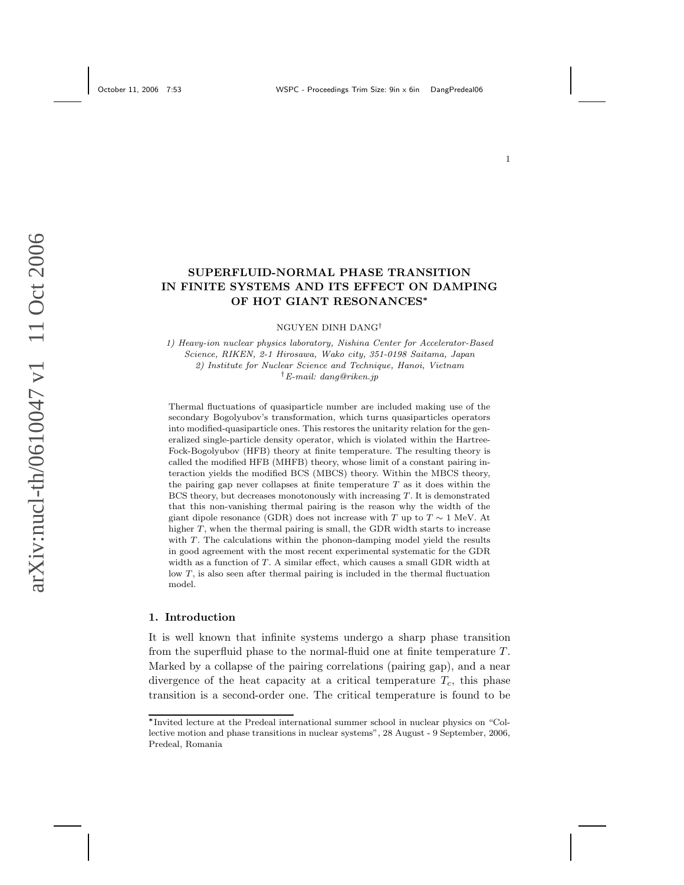# SUPERFLUID-NORMAL PHASE TRANSITION IN FINITE SYSTEMS AND ITS EFFECT ON DAMPING OF HOT GIANT RESONANCES*

NGUYEN DINH DANG†

*1) Heavy-ion nuclear physics laboratory, Nishina Center for Accelerator-Based Science, RIKEN, 2-1 Hirosawa, Wako city, 351-0198 Saitama, Japan*
*2) Institute for Nuclear Science and Technique, Hanoi, Vietnam*
†*E-mail: dang@riken.jp*

Thermal fluctuations of quasiparticle number are included making use of the secondary Bogolyubov's transformation, which turns quasiparticles operators into modified-quasiparticle ones. This restores the unitarity relation for the generalized single-particle density operator, which is violated within the Hartree-Fock-Bogolyubov (HFB) theory at finite temperature. The resulting theory is called the modified HFB (MHFB) theory, whose limit of a constant pairing interaction yields the modified BCS (MBCS) theory. Within the MBCS theory, the pairing gap never collapses at finite temperature $T$ as it does within the BCS theory, but decreases monotonously with increasing $T$. It is demonstrated that this non-vanishing thermal pairing is the reason why the width of the giant dipole resonance (GDR) does not increase with $T$ up to $T \sim 1$ MeV. At higher $T$, when the thermal pairing is small, the GDR width starts to increase with $T$. The calculations within the phonon-damping model yield the results in good agreement with the most recent experimental systematic for the GDR width as a function of $T$. A similar effect, which causes a small GDR width at low $T$, is also seen after thermal pairing is included in the thermal fluctuation model.

## 1. Introduction

It is well known that infinite systems undergo a sharp phase transition from the superfluid phase to the normal-fluid one at finite temperature $T$. Marked by a collapse of the pairing correlations (pairing gap), and a near divergence of the heat capacity at a critical temperature $T_c$, this phase transition is a second-order one. The critical temperature is found to be

*Invited lecture at the Predeal international summer school in nuclear physics on "Collective motion and phase transitions in nuclear systems", 28 August - 9 September, 2006, Predeal, Romania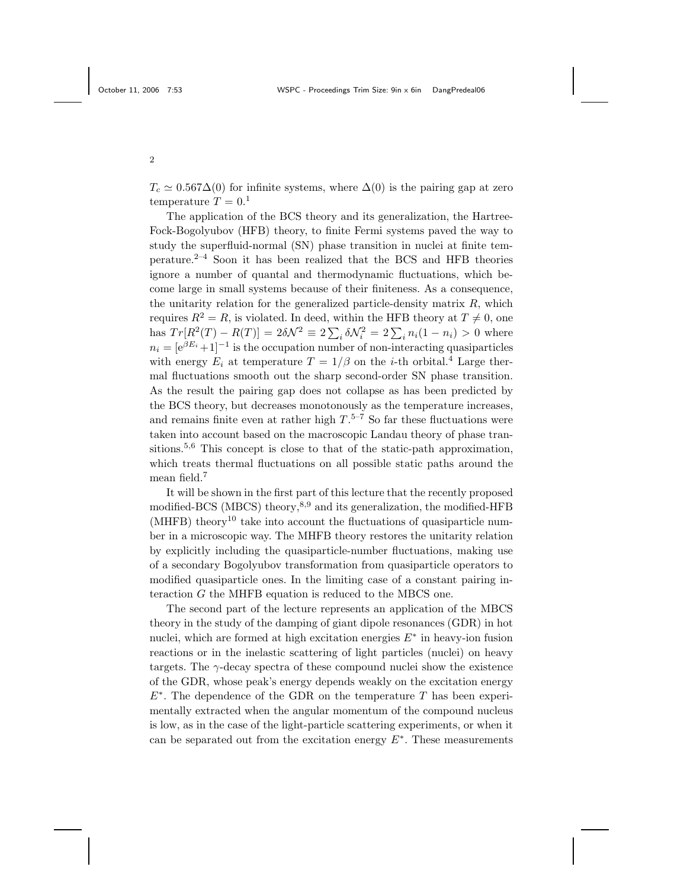$T_c \simeq 0.567\Delta(0)$ for infinite systems, where $\Delta(0)$ is the pairing gap at zero temperature $T = 0$.[1]

The application of the BCS theory and its generalization, the Hartree-Fock-Bogolyubov (HFB) theory, to finite Fermi systems paved the way to study the superfluid-normal (SN) phase transition in nuclei at finite temperature.[2–4] Soon it has been realized that the BCS and HFB theories ignore a number of quantal and thermodynamic fluctuations, which become large in small systems because of their finiteness. As a consequence, the unitarity relation for the generalized particle-density matrix $R$, which requires $R^2 = R$, is violated. In deed, within the HFB theory at $T \neq 0$, one has $Tr[R^2(T) - R(T)] = 2\delta\mathcal{N}^2 \equiv 2\sum_i \delta\mathcal{N}_i^2 = 2\sum_i n_i(1-n_i) > 0$ where $n_i = [\mathrm{e}^{\beta E_i}+1]^{-1}$ is the occupation number of non-interacting quasiparticles with energy $E_i$ at temperature $T = 1/\beta$ on the $i$-th orbital.[4] Large thermal fluctuations smooth out the sharp second-order SN phase transition. As the result the pairing gap does not collapse as has been predicted by the BCS theory, but decreases monotonously as the temperature increases, and remains finite even at rather high $T$.[5–7] So far these fluctuations were taken into account based on the macroscopic Landau theory of phase transitions.[5,6] This concept is close to that of the static-path approximation, which treats thermal fluctuations on all possible static paths around the mean field.[7]

It will be shown in the first part of this lecture that the recently proposed modified-BCS (MBCS) theory,[8,9] and its generalization, the modified-HFB (MHFB) theory[10] take into account the fluctuations of quasiparticle number in a microscopic way. The MHFB theory restores the unitarity relation by explicitly including the quasiparticle-number fluctuations, making use of a secondary Bogolyubov transformation from quasiparticle operators to modified quasiparticle ones. In the limiting case of a constant pairing interaction $G$ the MHFB equation is reduced to the MBCS one.

The second part of the lecture represents an application of the MBCS theory in the study of the damping of giant dipole resonances (GDR) in hot nuclei, which are formed at high excitation energies $E^*$ in heavy-ion fusion reactions or in the inelastic scattering of light particles (nuclei) on heavy targets. The $\gamma$-decay spectra of these compound nuclei show the existence of the GDR, whose peak's energy depends weakly on the excitation energy $E^*$. The dependence of the GDR on the temperature $T$ has been experimentally extracted when the angular momentum of the compound nucleus is low, as in the case of the light-particle scattering experiments, or when it can be separated out from the excitation energy $E^*$. These measurements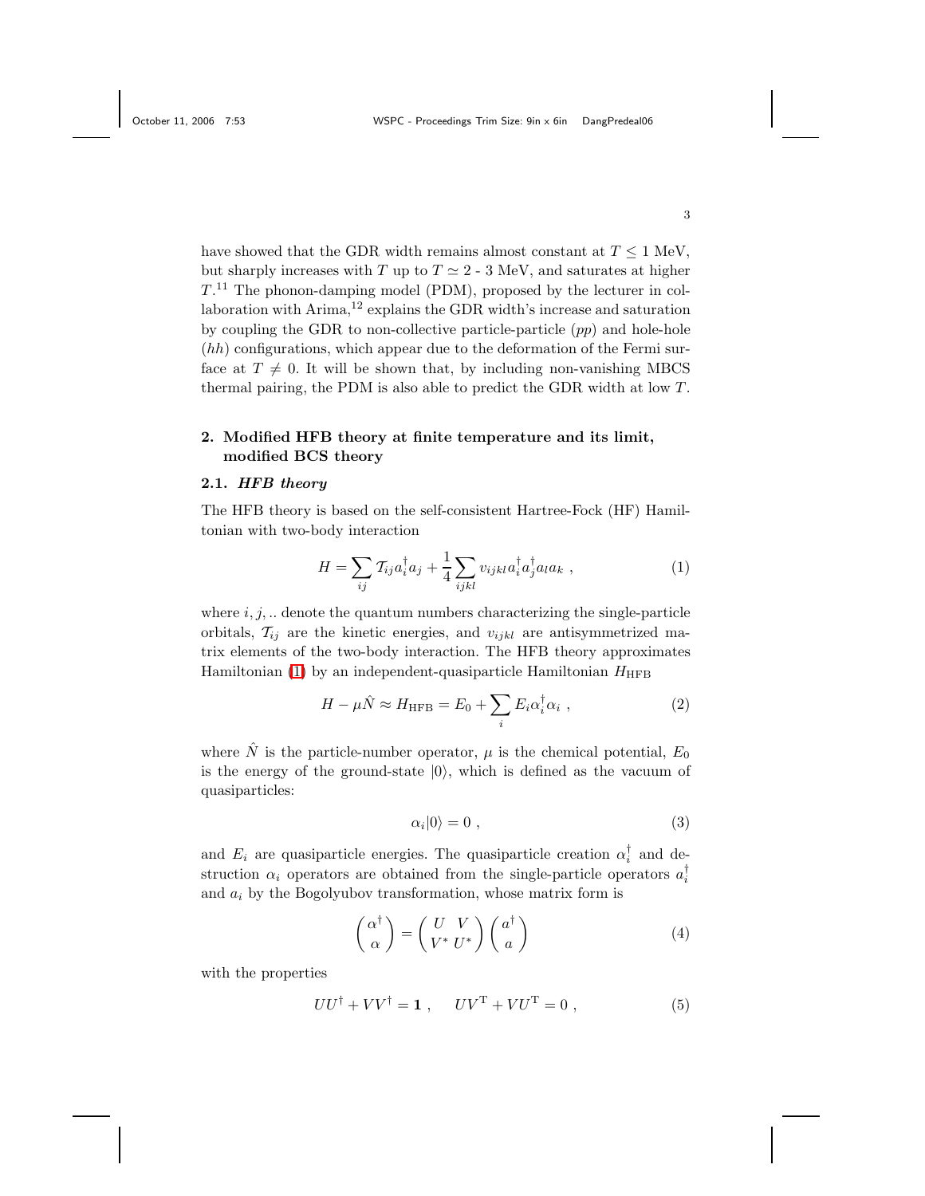have showed that the GDR width remains almost constant at $T \leq 1$ MeV, but sharply increases with $T$ up to $T \simeq 2$ - 3 MeV, and saturates at higher $T$.[11] The phonon-damping model (PDM), proposed by the lecturer in collaboration with Arima,[12] explains the GDR width's increase and saturation by coupling the GDR to non-collective particle-particle ($pp$) and hole-hole ($hh$) configurations, which appear due to the deformation of the Fermi surface at $T \neq 0$. It will be shown that, by including non-vanishing MBCS thermal pairing, the PDM is also able to predict the GDR width at low $T$.

## 2. Modified HFB theory at finite temperature and its limit, modified BCS theory

### 2.1. *HFB theory*

The HFB theory is based on the self-consistent Hartree-Fock (HF) Hamiltonian with two-body interaction

$$H = \sum_{ij} \mathcal{T}_{ij} a_i^\dagger a_j + \frac{1}{4} \sum_{ijkl} v_{ijkl} a_i^\dagger a_j^\dagger a_l a_k \ , \tag{1}$$

where $i, j, ..$ denote the quantum numbers characterizing the single-particle orbitals, $\mathcal{T}_{ij}$ are the kinetic energies, and $v_{ijkl}$ are antisymmetrized matrix elements of the two-body interaction. The HFB theory approximates Hamiltonian (1) by an independent-quasiparticle Hamiltonian $H_{\rm HFB}$

$$H - \mu \hat{N} \approx H_{\rm HFB} = E_0 + \sum_i E_i \alpha_i^\dagger \alpha_i \ , \tag{2}$$

where $\hat{N}$ is the particle-number operator, $\mu$ is the chemical potential, $E_0$ is the energy of the ground-state $|0\rangle$, which is defined as the vacuum of quasiparticles:

$$\alpha_i |0\rangle = 0 \ , \tag{3}$$

and $E_i$ are quasiparticle energies. The quasiparticle creation $\alpha_i^\dagger$ and destruction $\alpha_i$ operators are obtained from the single-particle operators $a_i^\dagger$ and $a_i$ by the Bogolyubov transformation, whose matrix form is

$$\begin{pmatrix} \alpha^\dagger \\ \alpha \end{pmatrix} = \begin{pmatrix} U & V \\ V^* & U^* \end{pmatrix} \begin{pmatrix} a^\dagger \\ a \end{pmatrix} \tag{4}$$

with the properties

$$UU^\dagger + VV^\dagger = \mathbf{1} \ , \quad UV^{\rm T} + VU^{\rm T} = 0 \ , \tag{5}$$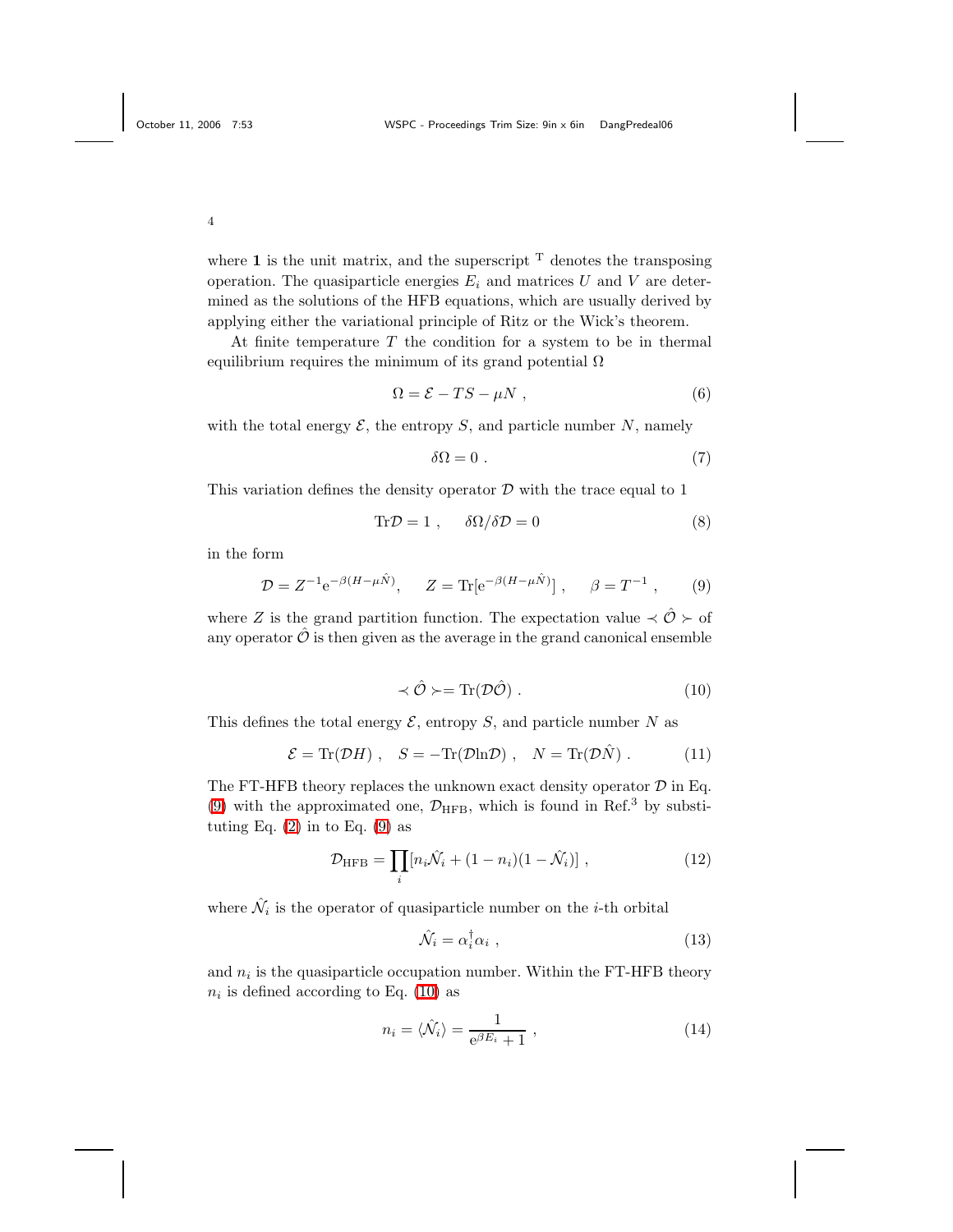where **1** is the unit matrix, and the superscript $^{\rm T}$ denotes the transposing operation. The quasiparticle energies $E_i$ and matrices $U$ and $V$ are determined as the solutions of the HFB equations, which are usually derived by applying either the variational principle of Ritz or the Wick's theorem.

At finite temperature $T$ the condition for a system to be in thermal equilibrium requires the minimum of its grand potential $\Omega$

$$\Omega = \mathcal{E} - TS - \mu N \ , \tag{6}$$

with the total energy $\mathcal{E}$, the entropy $S$, and particle number $N$, namely

$$\delta\Omega = 0 \ . \tag{7}$$

This variation defines the density operator $\mathcal{D}$ with the trace equal to 1

$${\rm Tr}\mathcal{D} = 1 \ , \quad \delta\Omega/\delta\mathcal{D} = 0 \tag{8}$$

in the form

$$\mathcal{D} = Z^{-1}{\rm e}^{-\beta(H-\mu\hat{N})}, \quad Z = {\rm Tr}[{\rm e}^{-\beta(H-\mu\hat{N})}] \ , \quad \beta = T^{-1} \ , \tag{9}$$

where $Z$ is the grand partition function. The expectation value $\prec \hat{\mathcal{O}} \succ$ of any operator $\hat{\mathcal{O}}$ is then given as the average in the grand canonical ensemble

$$\prec \hat{\mathcal{O}} \succ = {\rm Tr}(\mathcal{D}\hat{\mathcal{O}}) \ . \tag{10}$$

This defines the total energy $\mathcal{E}$, entropy $S$, and particle number $N$ as

$$\mathcal{E} = {\rm Tr}(\mathcal{D}H) \ , \quad S = -{\rm Tr}(\mathcal{D}{\rm ln}\mathcal{D}) \ , \quad N = {\rm Tr}(\mathcal{D}\hat{N}) \ . \tag{11}$$

The FT-HFB theory replaces the unknown exact density operator $\mathcal{D}$ in Eq. (9) with the approximated one, $\mathcal{D}_{\rm HFB}$, which is found in Ref.[3] by substituting Eq. (2) in to Eq. (9) as

$$\mathcal{D}_{\rm HFB} = \prod_i [n_i\hat{\mathcal{N}}_i + (1-n_i)(1-\hat{\mathcal{N}}_i)] \ , \tag{12}$$

where $\hat{\mathcal{N}}_i$ is the operator of quasiparticle number on the $i$-th orbital

$$\hat{\mathcal{N}}_i = \alpha_i^\dagger\alpha_i \ , \tag{13}$$

and $n_i$ is the quasiparticle occupation number. Within the FT-HFB theory $n_i$ is defined according to Eq. (10) as

$$n_i = \langle\hat{\mathcal{N}}_i\rangle = \frac{1}{{\rm e}^{\beta E_i}+1} \ , \tag{14}$$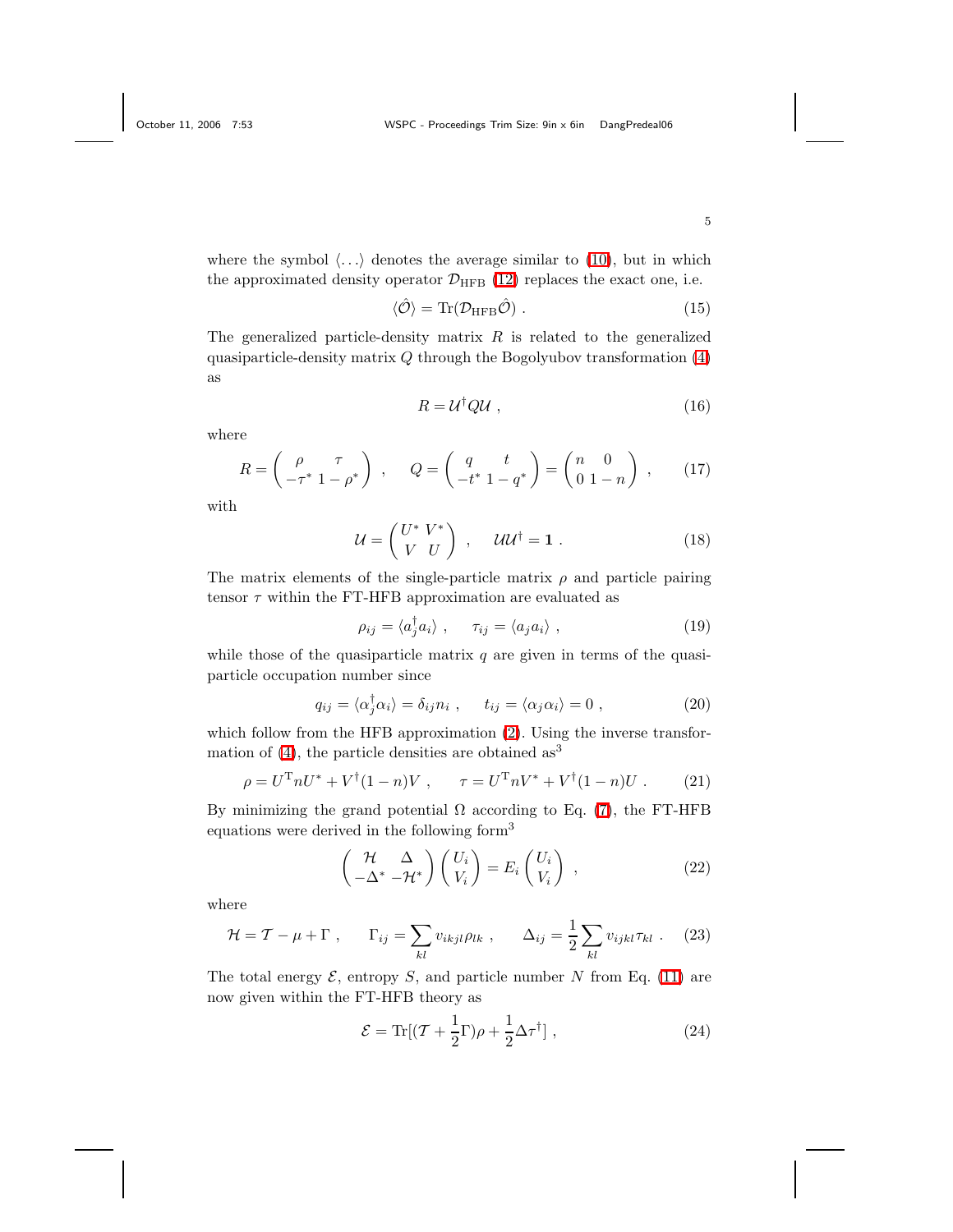where the symbol $\langle \ldots \rangle$ denotes the average similar to (10), but in which the approximated density operator $\mathcal{D}_{\rm HFB}$ (12) replaces the exact one, i.e.

$$\langle \hat{\mathcal{O}} \rangle = {\rm Tr}(\mathcal{D}_{\rm HFB}\hat{\mathcal{O}}) \ . \tag{15}$$

The generalized particle-density matrix $R$ is related to the generalized quasiparticle-density matrix $Q$ through the Bogolyubov transformation (4) as

$$R = \mathcal{U}^{\dagger} Q \mathcal{U} \ , \tag{16}$$

where

$$R = \begin{pmatrix} \rho & \tau \\ -\tau^* & 1-\rho^* \end{pmatrix} \ , \quad Q = \begin{pmatrix} q & t \\ -t^* & 1-q^* \end{pmatrix} = \begin{pmatrix} n & 0 \\ 0 & 1-n \end{pmatrix} \ , \tag{17}$$

with

$$\mathcal{U} = \begin{pmatrix} U^* & V^* \\ V & U \end{pmatrix} \ , \quad \mathcal{U}\mathcal{U}^{\dagger} = \mathbf{1} \ . \tag{18}$$

The matrix elements of the single-particle matrix $\rho$ and particle pairing tensor $\tau$ within the FT-HFB approximation are evaluated as

$$\rho_{ij} = \langle a_j^{\dagger} a_i \rangle \ , \quad \tau_{ij} = \langle a_j a_i \rangle \ , \tag{19}$$

while those of the quasiparticle matrix $q$ are given in terms of the quasiparticle occupation number since

$$q_{ij} = \langle \alpha_j^{\dagger} \alpha_i \rangle = \delta_{ij} n_i \ , \quad t_{ij} = \langle \alpha_j \alpha_i \rangle = 0 \ , \tag{20}$$

which follow from the HFB approximation (2). Using the inverse transformation of (4), the particle densities are obtained as[3]

$$\rho = U^{\rm T} n U^* + V^{\dagger}(1-n)V \ , \quad \tau = U^{\rm T} n V^* + V^{\dagger}(1-n)U \ . \tag{21}$$

By minimizing the grand potential $\Omega$ according to Eq. (7), the FT-HFB equations were derived in the following form[3]

$$\begin{pmatrix} \mathcal{H} & \Delta \\ -\Delta^* & -\mathcal{H}^* \end{pmatrix} \begin{pmatrix} U_i \\ V_i \end{pmatrix} = E_i \begin{pmatrix} U_i \\ V_i \end{pmatrix} \ , \tag{22}$$

where

$$\mathcal{H} = \mathcal{T} - \mu + \Gamma \ , \quad \Gamma_{ij} = \sum_{kl} v_{ikjl}\rho_{lk} \ , \quad \Delta_{ij} = \frac{1}{2}\sum_{kl} v_{ijkl}\tau_{kl} \ . \tag{23}$$

The total energy $\mathcal{E}$, entropy $S$, and particle number $N$ from Eq. (11) are now given within the FT-HFB theory as

$$\mathcal{E} = {\rm Tr}[(\mathcal{T} + \frac{1}{2}\Gamma)\rho + \frac{1}{2}\Delta\tau^{\dagger}] \ , \tag{24}$$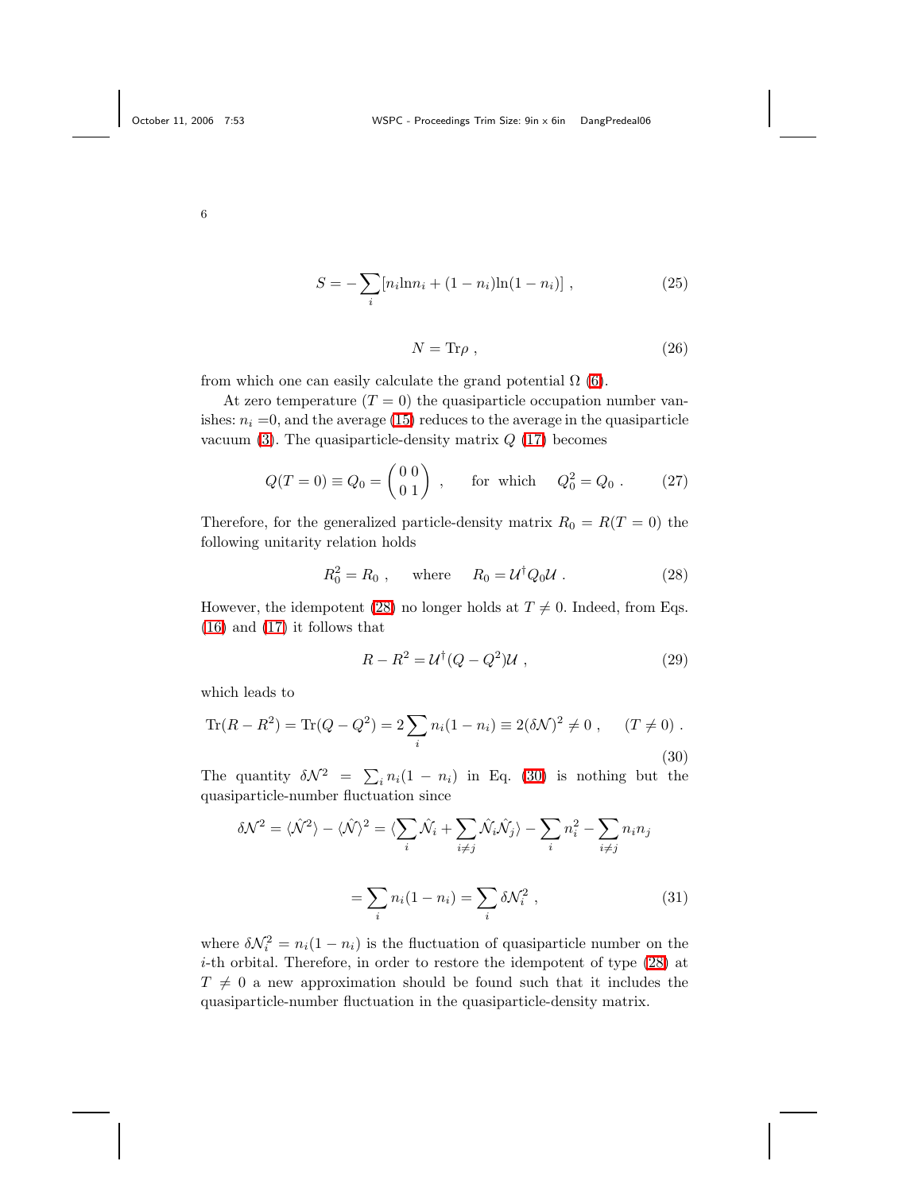$$S = -\sum_i [n_i \ln n_i + (1-n_i)\ln(1-n_i)] \ , \tag{25}$$

$$N = \text{Tr}\rho \ , \tag{26}$$

from which one can easily calculate the grand potential $\Omega$ (6).

At zero temperature ($T = 0$) the quasiparticle occupation number vanishes: $n_i$ =0, and the average (15) reduces to the average in the quasiparticle vacuum (3). The quasiparticle-density matrix $Q$ (17) becomes

$$Q(T=0) \equiv Q_0 = \begin{pmatrix} 0 \ 0 \\ 0 \ 1 \end{pmatrix} \ , \qquad \text{for which} \quad Q_0^2 = Q_0 \ . \tag{27}$$

Therefore, for the generalized particle-density matrix $R_0 = R(T=0)$ the following unitarity relation holds

$$R_0^2 = R_0 \ , \qquad \text{where} \qquad R_0 = \mathcal{U}^\dagger Q_0 \mathcal{U} \ . \tag{28}$$

However, the idempotent (28) no longer holds at $T \neq 0$. Indeed, from Eqs. (16) and (17) it follows that

$$R - R^2 = \mathcal{U}^\dagger (Q - Q^2)\mathcal{U} \ , \tag{29}$$

which leads to

$$\text{Tr}(R - R^2) = \text{Tr}(Q - Q^2) = 2\sum_i n_i(1-n_i) \equiv 2(\delta\mathcal{N})^2 \neq 0 \ , \qquad (T \neq 0) \ . \tag{30}$$

The quantity $\delta\mathcal{N}^2 = \sum_i n_i(1-n_i)$ in Eq. (30) is nothing but the quasiparticle-number fluctuation since

$$\delta\mathcal{N}^2 = \langle\hat{\mathcal{N}}^2\rangle - \langle\hat{\mathcal{N}}\rangle^2 = \langle\sum_i \hat{\mathcal{N}}_i + \sum_{i\neq j}\hat{\mathcal{N}}_i\hat{\mathcal{N}}_j\rangle - \sum_i n_i^2 - \sum_{i\neq j} n_i n_j$$

$$= \sum_i n_i(1-n_i) = \sum_i \delta\mathcal{N}_i^2 \ , \tag{31}$$

where $\delta\mathcal{N}_i^2 = n_i(1-n_i)$ is the fluctuation of quasiparticle number on the $i$-th orbital. Therefore, in order to restore the idempotent of type (28) at $T \neq 0$ a new approximation should be found such that it includes the quasiparticle-number fluctuation in the quasiparticle-density matrix.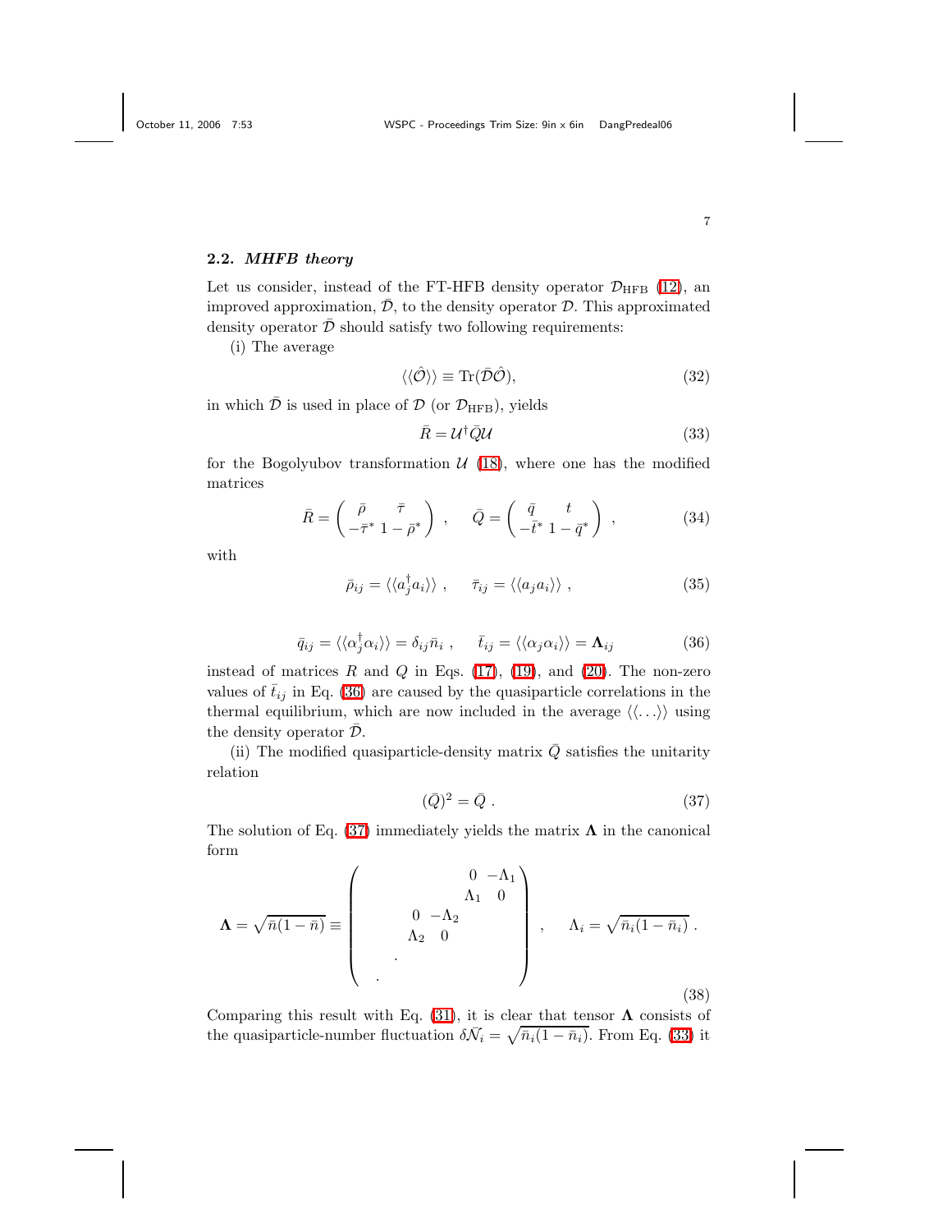### 2.2. *MHFB theory*

Let us consider, instead of the FT-HFB density operator $\mathcal{D}_{\rm HFB}$ (12), an improved approximation, $\bar{\mathcal{D}}$, to the density operator $\mathcal{D}$. This approximated density operator $\bar{\mathcal{D}}$ should satisfy two following requirements:

(i) The average

$$\langle\langle\hat{\mathcal{O}}\rangle\rangle \equiv {\rm Tr}(\bar{\mathcal{D}}\hat{\mathcal{O}}), \tag{32}$$

in which $\bar{\mathcal{D}}$ is used in place of $\mathcal{D}$ (or $\mathcal{D}_{\rm HFB}$), yields

$$\bar{R} = \mathcal{U}^{\dagger}\bar{Q}\mathcal{U} \tag{33}$$

for the Bogolyubov transformation $\mathcal{U}$ (18), where one has the modified matrices

$$\bar{R} = \begin{pmatrix} \bar{\rho} & \bar{\tau} \\ -\bar{\tau}^{*} & 1-\bar{\rho}^{*} \end{pmatrix}, \quad \bar{Q} = \begin{pmatrix} \bar{q} & t \\ -\bar{t}^{*} & 1-\bar{q}^{*} \end{pmatrix}, \tag{34}$$

with

$$\bar{\rho}_{ij} = \langle\langle a_j^{\dagger}a_i\rangle\rangle, \quad \bar{\tau}_{ij} = \langle\langle a_j a_i\rangle\rangle, \tag{35}$$

$$\bar{q}_{ij} = \langle\langle \alpha_j^{\dagger}\alpha_i\rangle\rangle = \delta_{ij}\bar{n}_i, \quad \bar{t}_{ij} = \langle\langle \alpha_j\alpha_i\rangle\rangle = \mathbf{\Lambda}_{ij} \tag{36}$$

instead of matrices $R$ and $Q$ in Eqs. (17), (19), and (20). The non-zero values of $\bar{t}_{ij}$ in Eq. (36) are caused by the quasiparticle correlations in the thermal equilibrium, which are now included in the average $\langle\langle\ldots\rangle\rangle$ using the density operator $\bar{\mathcal{D}}$.

(ii) The modified quasiparticle-density matrix $\bar{Q}$ satisfies the unitarity relation

$$(\bar{Q})^2 = \bar{Q}. \tag{37}$$

The solution of Eq. (37) immediately yields the matrix $\mathbf{\Lambda}$ in the canonical form

$$\mathbf{\Lambda} = \sqrt{\bar{n}(1-\bar{n})} \equiv \begin{pmatrix} & & & & 0 & -\Lambda_1 \\ & & & & \Lambda_1 & 0 \\ & & 0 & -\Lambda_2 & & \\ & & \Lambda_2 & 0 & & \\ & \cdot & & & & \\ \cdot & & & & & \end{pmatrix}, \quad \Lambda_i = \sqrt{\bar{n}_i(1-\bar{n}_i)}. \tag{38}$$

Comparing this result with Eq. (31), it is clear that tensor $\mathbf{\Lambda}$ consists of the quasiparticle-number fluctuation $\delta\bar{\mathcal{N}}_i = \sqrt{\bar{n}_i(1-\bar{n}_i)}$. From Eq. (33) it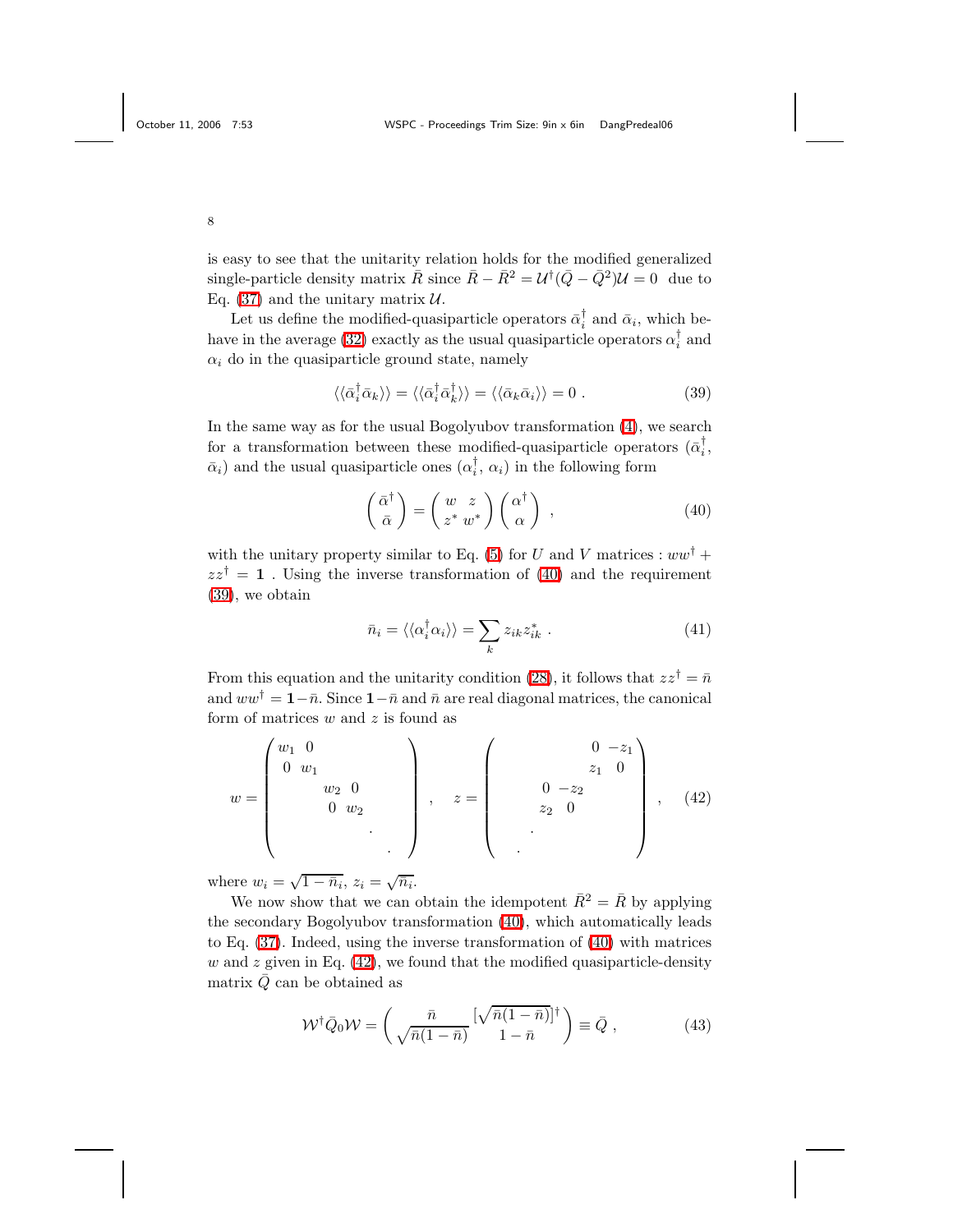is easy to see that the unitarity relation holds for the modified generalized single-particle density matrix $\bar{R}$ since $\bar{R} - \bar{R}^2 = \mathcal{U}^\dagger(\bar{Q} - \bar{Q}^2)\mathcal{U} = 0$ due to Eq. (37) and the unitary matrix $\mathcal{U}$.

Let us define the modified-quasiparticle operators $\bar{\alpha}_i^\dagger$ and $\bar{\alpha}_i$, which behave in the average (32) exactly as the usual quasiparticle operators $\alpha_i^\dagger$ and $\alpha_i$ do in the quasiparticle ground state, namely

$$\langle\langle \bar{\alpha}_i^\dagger \bar{\alpha}_k \rangle\rangle = \langle\langle \bar{\alpha}_i^\dagger \bar{\alpha}_k^\dagger \rangle\rangle = \langle\langle \bar{\alpha}_k \bar{\alpha}_i \rangle\rangle = 0 \ . \tag{39}$$

In the same way as for the usual Bogolyubov transformation (4), we search for a transformation between these modified-quasiparticle operators ($\bar{\alpha}_i^\dagger$, $\bar{\alpha}_i$) and the usual quasiparticle ones ($\alpha_i^\dagger$, $\alpha_i$) in the following form

$$\begin{pmatrix} \bar{\alpha}^\dagger \\ \bar{\alpha} \end{pmatrix} = \begin{pmatrix} w & z \\ z^* & w^* \end{pmatrix} \begin{pmatrix} \alpha^\dagger \\ \alpha \end{pmatrix} \ , \tag{40}$$

with the unitary property similar to Eq. (5) for $U$ and $V$ matrices : $ww^\dagger + zz^\dagger = \mathbf{1}$ . Using the inverse transformation of (40) and the requirement (39), we obtain

$$\bar{n}_i = \langle\langle \alpha_i^\dagger \alpha_i \rangle\rangle = \sum_k z_{ik} z_{ik}^* \ . \tag{41}$$

From this equation and the unitarity condition (28), it follows that $zz^\dagger = \bar{n}$ and $ww^\dagger = \mathbf{1} - \bar{n}$. Since $\mathbf{1} - \bar{n}$ and $\bar{n}$ are real diagonal matrices, the canonical form of matrices $w$ and $z$ is found as

$$w = \begin{pmatrix} w_1 & 0 & & & \\ 0 & w_1 & & & \\ & & w_2 & 0 & \\ & & 0 & w_2 & \\ & & & & \ddots \end{pmatrix} \ , \quad z = \begin{pmatrix} & & & 0 & -z_1 \\ & & & z_1 & 0 \\ & 0 & -z_2 & & \\ & z_2 & 0 & & \\ \cdot & & & & \end{pmatrix} \ , \tag{42}$$

where $w_i = \sqrt{1 - \bar{n}_i}$, $z_i = \sqrt{\bar{n}_i}$.

We now show that we can obtain the idempotent $\bar{R}^2 = \bar{R}$ by applying the secondary Bogolyubov transformation (40), which automatically leads to Eq. (37). Indeed, using the inverse transformation of (40) with matrices $w$ and $z$ given in Eq. (42), we found that the modified quasiparticle-density matrix $\bar{Q}$ can be obtained as

$$\mathcal{W}^\dagger \bar{Q}_0 \mathcal{W} = \begin{pmatrix} \bar{n} & [\sqrt{\bar{n}(1-\bar{n})}]^\dagger \\ \sqrt{\bar{n}(1-\bar{n})} & 1 - \bar{n} \end{pmatrix} \equiv \bar{Q} \ , \tag{43}$$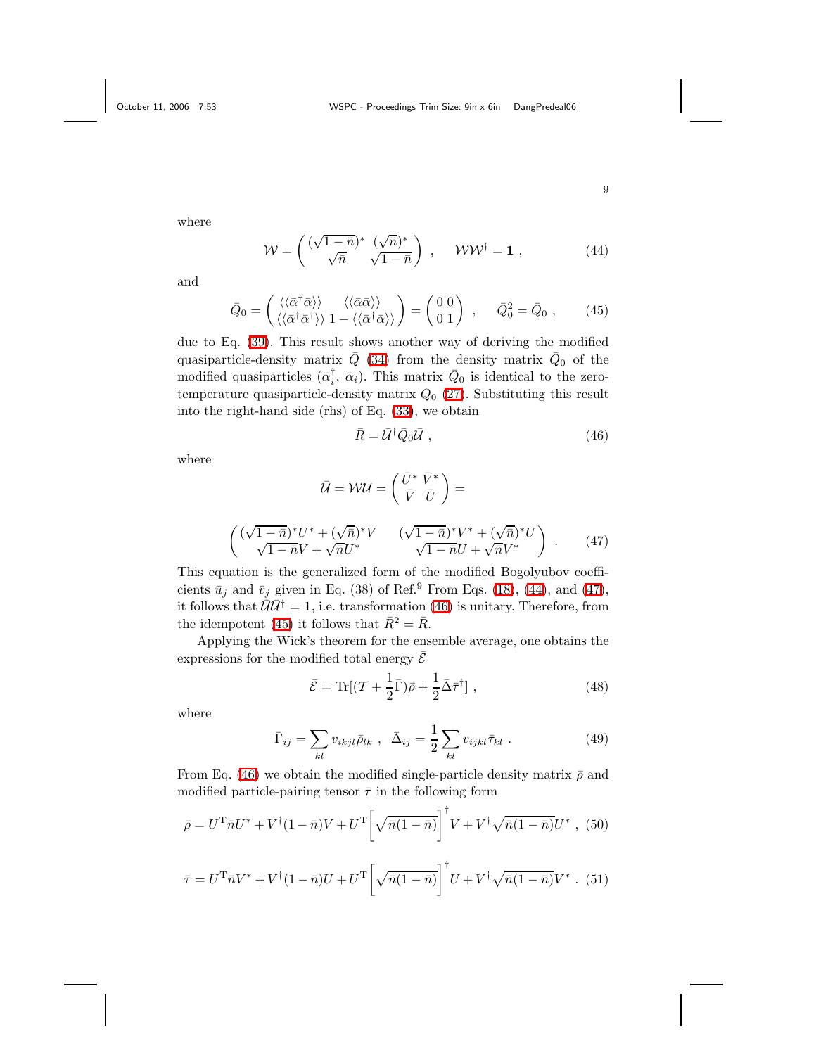where

$$\mathcal{W} = \begin{pmatrix} (\sqrt{1-\bar{n}})^* & (\sqrt{\bar{n}})^* \\ \sqrt{\bar{n}} & \sqrt{1-\bar{n}} \end{pmatrix} , \quad \mathcal{W}\mathcal{W}^\dagger = \mathbf{1} , \tag{44}$$

and

$$\bar{Q}_0 = \begin{pmatrix} \langle\langle \bar{\alpha}^\dagger \bar{\alpha} \rangle\rangle & \langle\langle \bar{\alpha} \bar{\alpha} \rangle\rangle \\ \langle\langle \bar{\alpha}^\dagger \bar{\alpha}^\dagger \rangle\rangle & 1 - \langle\langle \bar{\alpha}^\dagger \bar{\alpha} \rangle\rangle \end{pmatrix} = \begin{pmatrix} 0 & 0 \\ 0 & 1 \end{pmatrix} , \quad \bar{Q}_0^2 = \bar{Q}_0 , \tag{45}$$

due to Eq. (39). This result shows another way of deriving the modified quasiparticle-density matrix $\bar{Q}$ (34) from the density matrix $\bar{Q}_0$ of the modified quasiparticles ($\bar{\alpha}_i^\dagger$, $\bar{\alpha}_i$). This matrix $\bar{Q}_0$ is identical to the zero-temperature quasiparticle-density matrix $Q_0$ (27). Substituting this result into the right-hand side (rhs) of Eq. (33), we obtain

$$\bar{R} = \bar{\mathcal{U}}^\dagger \bar{Q}_0 \bar{\mathcal{U}} , \tag{46}$$

where

$$\bar{\mathcal{U}} = \mathcal{W}\mathcal{U} = \begin{pmatrix} \bar{U}^* & \bar{V}^* \\ \bar{V} & \bar{U} \end{pmatrix} =$$

$$\begin{pmatrix} (\sqrt{1-\bar{n}})^* U^* + (\sqrt{\bar{n}})^* V & (\sqrt{1-\bar{n}})^* V^* + (\sqrt{\bar{n}})^* U \\ \sqrt{1-\bar{n}} V + \sqrt{\bar{n}} U^* & \sqrt{1-\bar{n}} U + \sqrt{\bar{n}} V^* \end{pmatrix} . \tag{47}$$

This equation is the generalized form of the modified Bogolyubov coefficients $\bar{u}_j$ and $\bar{v}_j$ given in Eq. (38) of Ref.[9] From Eqs. (18), (44), and (47), it follows that $\bar{\mathcal{U}}\bar{\mathcal{U}}^\dagger = \mathbf{1}$, i.e. transformation (46) is unitary. Therefore, from the idempotent (45) it follows that $\bar{R}^2 = \bar{R}$.

Applying the Wick's theorem for the ensemble average, one obtains the expressions for the modified total energy $\bar{\mathcal{E}}$

$$\bar{\mathcal{E}} = \mathrm{Tr}[(\mathcal{T} + \frac{1}{2}\bar{\Gamma})\bar{\rho} + \frac{1}{2}\bar{\Delta}\bar{\tau}^\dagger] , \tag{48}$$

where

$$\bar{\Gamma}_{ij} = \sum_{kl} v_{ikjl}\bar{\rho}_{lk} , \quad \bar{\Delta}_{ij} = \frac{1}{2}\sum_{kl} v_{ijkl}\bar{\tau}_{kl} . \tag{49}$$

From Eq. (46) we obtain the modified single-particle density matrix $\bar{\rho}$ and modified particle-pairing tensor $\bar{\tau}$ in the following form

$$\bar{\rho} = U^{\mathrm{T}}\bar{n}U^* + V^\dagger(1-\bar{n})V + U^{\mathrm{T}}\left[\sqrt{\bar{n}(1-\bar{n})}\right]^\dagger V + V^\dagger\sqrt{\bar{n}(1-\bar{n})}U^* , \tag{50}$$

$$\bar{\tau} = U^{\mathrm{T}}\bar{n}V^* + V^\dagger(1-\bar{n})U + U^{\mathrm{T}}\left[\sqrt{\bar{n}(1-\bar{n})}\right]^\dagger U + V^\dagger\sqrt{\bar{n}(1-\bar{n})}V^* . \tag{51}$$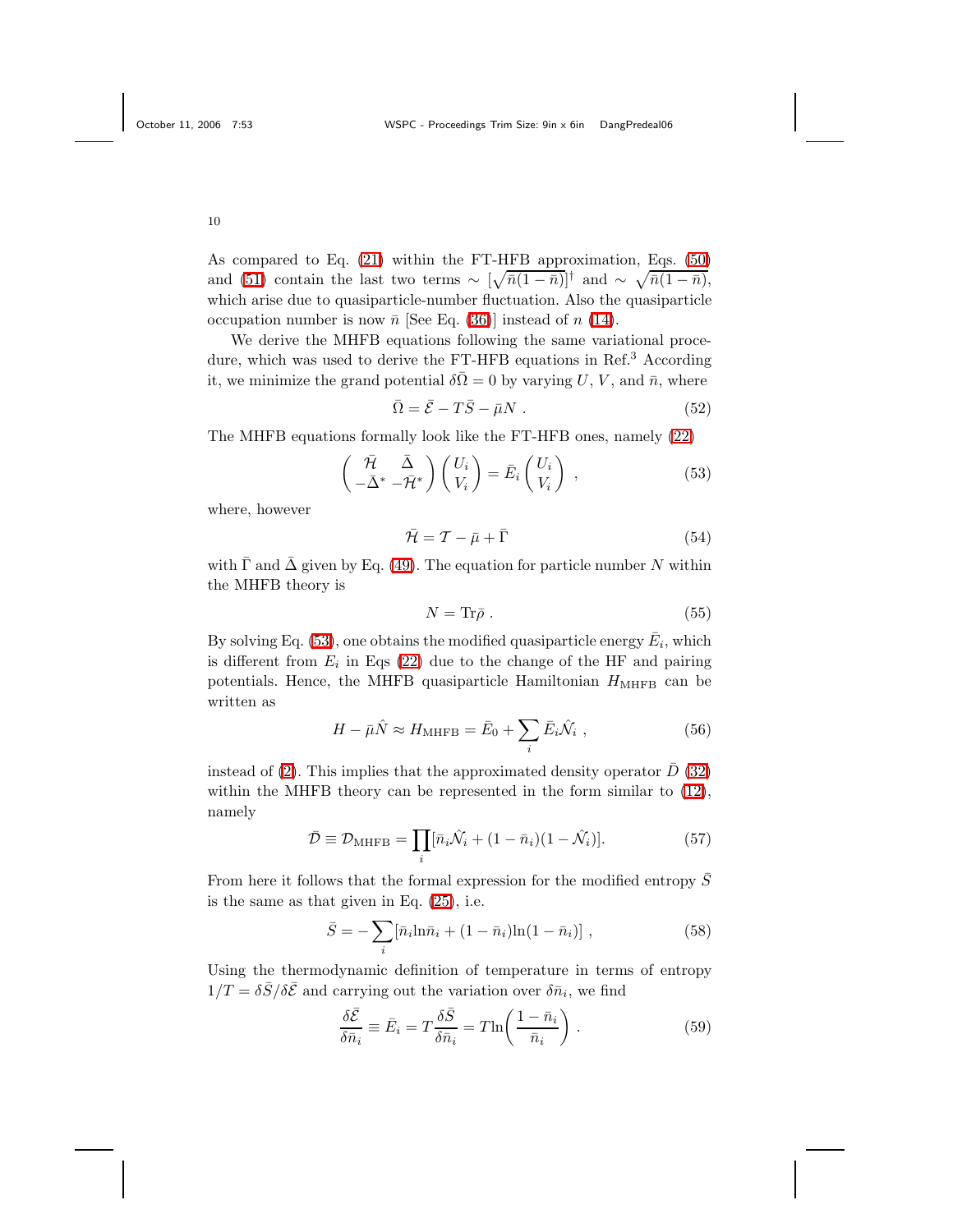As compared to Eq. (21) within the FT-HFB approximation, Eqs. (50) and (51) contain the last two terms $\sim [\sqrt{\bar{n}(1-\bar{n})}]^{\dagger}$ and $\sim \sqrt{\bar{n}(1-\bar{n})}$, which arise due to quasiparticle-number fluctuation. Also the quasiparticle occupation number is now $\bar{n}$ [See Eq. (36)] instead of $n$ (14).

We derive the MHFB equations following the same variational procedure, which was used to derive the FT-HFB equations in Ref.[3] According it, we minimize the grand potential $\delta\bar{\Omega} = 0$ by varying $U$, $V$, and $\bar{n}$, where

$$\bar{\Omega} = \bar{\mathcal{E}} - T\bar{S} - \bar{\mu}N \; . \tag{52}$$

The MHFB equations formally look like the FT-HFB ones, namely (22)

$$\begin{pmatrix} \bar{\mathcal{H}} & \bar{\Delta} \\ -\bar{\Delta}^* & -\bar{\mathcal{H}}^* \end{pmatrix} \begin{pmatrix} U_i \\ V_i \end{pmatrix} = \bar{E}_i \begin{pmatrix} U_i \\ V_i \end{pmatrix} \; , \tag{53}$$

where, however

$$\bar{\mathcal{H}} = \mathcal{T} - \bar{\mu} + \bar{\Gamma} \tag{54}$$

with $\bar{\Gamma}$ and $\bar{\Delta}$ given by Eq. (49). The equation for particle number $N$ within the MHFB theory is

$$N = \mathrm{Tr}\bar{\rho} \; . \tag{55}$$

By solving Eq. (53), one obtains the modified quasiparticle energy $\bar{E}_i$, which is different from $E_i$ in Eqs (22) due to the change of the HF and pairing potentials. Hence, the MHFB quasiparticle Hamiltonian $H_{\rm MHFB}$ can be written as

$$H - \bar{\mu}\hat{N} \approx H_{\rm MHFB} = \bar{E}_0 + \sum_i \bar{E}_i \hat{\mathcal{N}}_i \; , \tag{56}$$

instead of (2). This implies that the approximated density operator $\bar{D}$ (32) within the MHFB theory can be represented in the form similar to (12), namely

$$\bar{\mathcal{D}} \equiv \mathcal{D}_{\rm MHFB} = \prod_i [\bar{n}_i \hat{\mathcal{N}}_i + (1-\bar{n}_i)(1-\hat{\mathcal{N}}_i)]. \tag{57}$$

From here it follows that the formal expression for the modified entropy $\bar{S}$ is the same as that given in Eq. (25), i.e.

$$\bar{S} = -\sum_i [\bar{n}_i \ln\bar{n}_i + (1-\bar{n}_i)\ln(1-\bar{n}_i)] \; , \tag{58}$$

Using the thermodynamic definition of temperature in terms of entropy $1/T = \delta\bar{S}/\delta\bar{\mathcal{E}}$ and carrying out the variation over $\delta\bar{n}_i$, we find

$$\frac{\delta\bar{\mathcal{E}}}{\delta\bar{n}_i} \equiv \bar{E}_i = T\frac{\delta\bar{S}}{\delta\bar{n}_i} = T\ln\!\left(\frac{1-\bar{n}_i}{\bar{n}_i}\right) \; . \tag{59}$$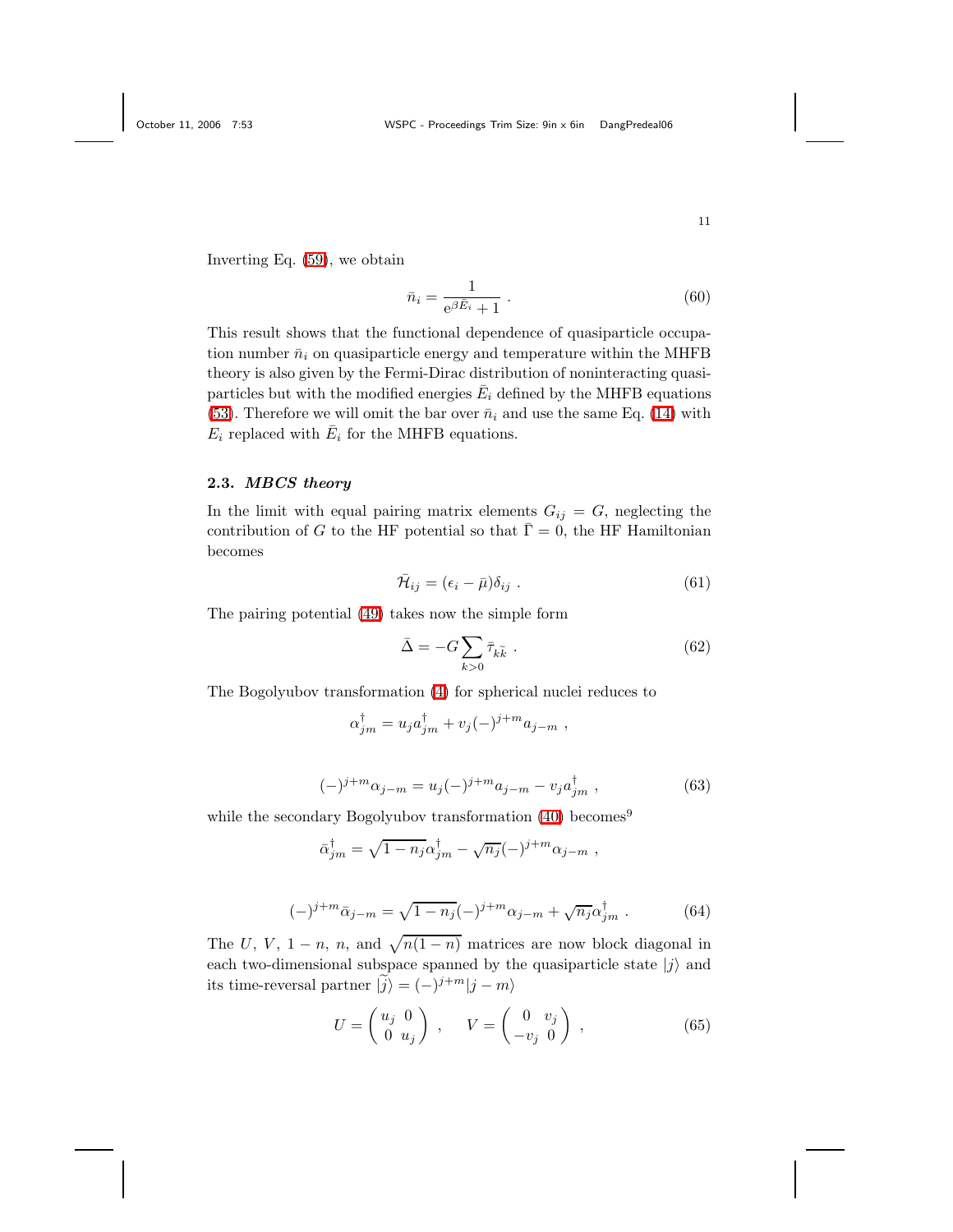Inverting Eq. (59), we obtain

$$\bar{n}_i = \frac{1}{e^{\beta \bar{E}_i} + 1} \ . \tag{60}$$

This result shows that the functional dependence of quasiparticle occupation number $\bar{n}_i$ on quasiparticle energy and temperature within the MHFB theory is also given by the Fermi-Dirac distribution of noninteracting quasiparticles but with the modified energies $\bar{E}_i$ defined by the MHFB equations (53). Therefore we will omit the bar over $\bar{n}_i$ and use the same Eq. (14) with $E_i$ replaced with $\bar{E}_i$ for the MHFB equations.

### 2.3. *MBCS theory*

In the limit with equal pairing matrix elements $G_{ij} = G$, neglecting the contribution of $G$ to the HF potential so that $\bar{\Gamma} = 0$, the HF Hamiltonian becomes

$$\bar{\mathcal{H}}_{ij} = (\epsilon_i - \bar{\mu})\delta_{ij} \ . \tag{61}$$

The pairing potential (49) takes now the simple form

$$\bar{\Delta} = -G \sum_{k>0} \bar{\tau}_{k\tilde{k}} \ . \tag{62}$$

The Bogolyubov transformation (4) for spherical nuclei reduces to

$$\alpha^{\dagger}_{jm} = u_j a^{\dagger}_{jm} + v_j (-)^{j+m} a_{j-m} \ ,$$

$$(-)^{j+m}\alpha_{j-m} = u_j (-)^{j+m} a_{j-m} - v_j a^{\dagger}_{jm} \ , \tag{63}$$

while the secondary Bogolyubov transformation (40) becomes[9]

$$\bar{\alpha}^{\dagger}_{jm} = \sqrt{1-n_j}\,\alpha^{\dagger}_{jm} - \sqrt{n_j}(-)^{j+m}\alpha_{j-m} \ ,$$

$$(-)^{j+m}\bar{\alpha}_{j-m} = \sqrt{1-n_j}(-)^{j+m}\alpha_{j-m} + \sqrt{n_j}\,\alpha^{\dagger}_{jm} \ . \tag{64}$$

The $U$, $V$, $1-n$, $n$, and $\sqrt{n(1-n)}$ matrices are now block diagonal in each two-dimensional subspace spanned by the quasiparticle state $|j\rangle$ and its time-reversal partner $|\widetilde{j}\rangle = (-)^{j+m}|j-m\rangle$

$$U = \begin{pmatrix} u_j & 0 \\ 0 & u_j \end{pmatrix} \ , \qquad V = \begin{pmatrix} 0 & v_j \\ -v_j & 0 \end{pmatrix} \ , \tag{65}$$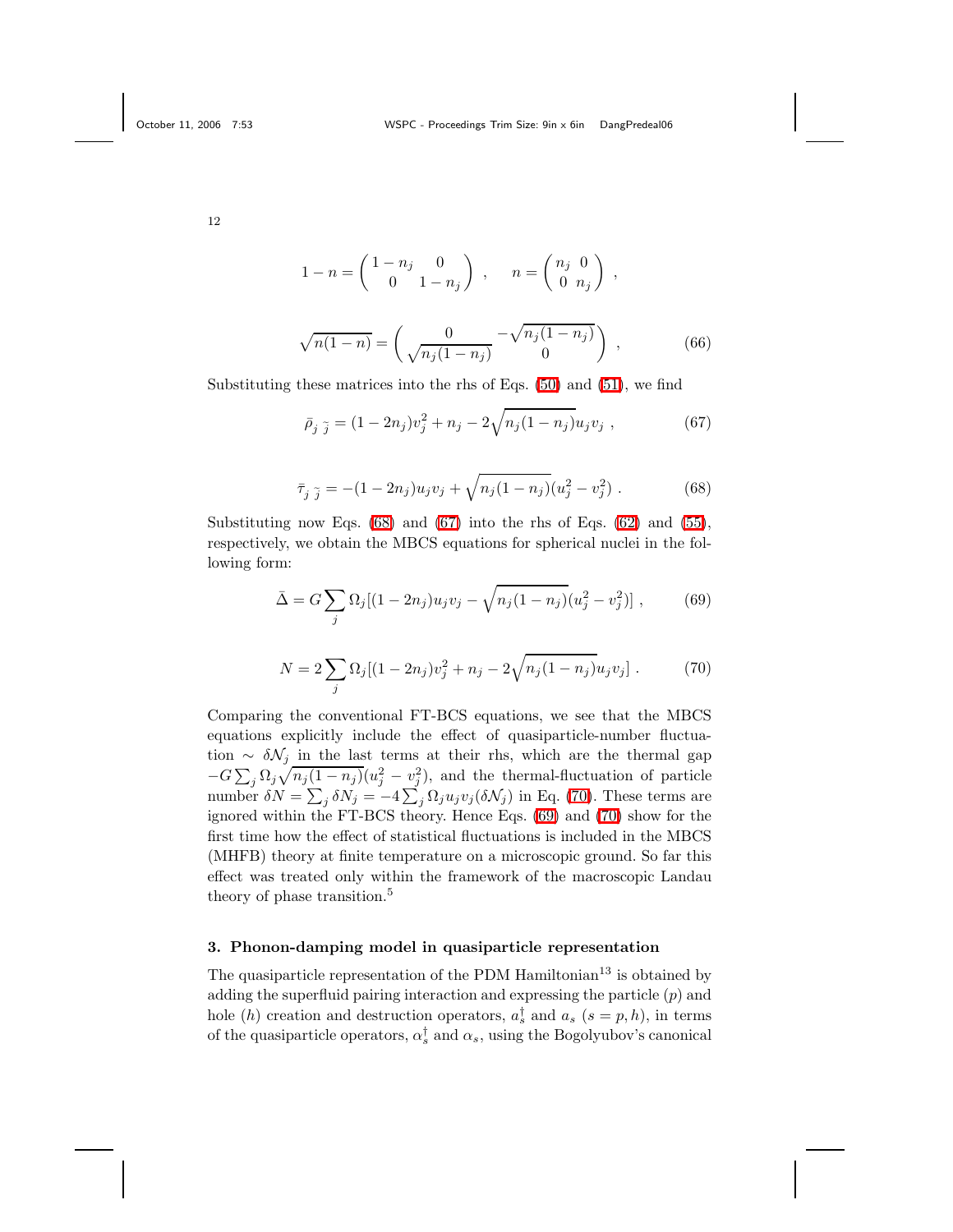$$1 - n = \begin{pmatrix} 1-n_j & 0 \\ 0 & 1-n_j \end{pmatrix} \ , \quad n = \begin{pmatrix} n_j & 0 \\ 0 & n_j \end{pmatrix} \ ,$$

$$\sqrt{n(1-n)} = \begin{pmatrix} 0 & -\sqrt{n_j(1-n_j)} \\ \sqrt{n_j(1-n_j)} & 0 \end{pmatrix} \ , \tag{66}$$

Substituting these matrices into the rhs of Eqs. (50) and (51), we find

$$\bar{\rho}_{j\,\widetilde{j}} = (1-2n_j)v_j^2 + n_j - 2\sqrt{n_j(1-n_j)}u_jv_j \ , \tag{67}$$

$$\bar{\tau}_{j\,\widetilde{j}} = -(1-2n_j)u_jv_j + \sqrt{n_j(1-n_j)}(u_j^2 - v_j^2) \ . \tag{68}$$

Substituting now Eqs. (68) and (67) into the rhs of Eqs. (62) and (55), respectively, we obtain the MBCS equations for spherical nuclei in the following form:

$$\bar{\Delta} = G\sum_j \Omega_j[(1-2n_j)u_jv_j - \sqrt{n_j(1-n_j)}(u_j^2 - v_j^2)] \ , \tag{69}$$

$$N = 2\sum_j \Omega_j[(1-2n_j)v_j^2 + n_j - 2\sqrt{n_j(1-n_j)}u_jv_j] \ . \tag{70}$$

Comparing the conventional FT-BCS equations, we see that the MBCS equations explicitly include the effect of quasiparticle-number fluctuation $\sim \delta\mathcal{N}_j$ in the last terms at their rhs, which are the thermal gap $-G\sum_j \Omega_j\sqrt{n_j(1-n_j)}(u_j^2 - v_j^2)$, and the thermal-fluctuation of particle number $\delta N = \sum_j \delta N_j = -4\sum_j \Omega_j u_j v_j(\delta\mathcal{N}_j)$ in Eq. (70). These terms are ignored within the FT-BCS theory. Hence Eqs. (69) and (70) show for the first time how the effect of statistical fluctuations is included in the MBCS (MHFB) theory at finite temperature on a microscopic ground. So far this effect was treated only within the framework of the macroscopic Landau theory of phase transition.[5]

## 3. Phonon-damping model in quasiparticle representation

The quasiparticle representation of the PDM Hamiltonian[13] is obtained by adding the superfluid pairing interaction and expressing the particle ($p$) and hole ($h$) creation and destruction operators, $a_s^\dagger$ and $a_s$ ($s = p, h$), in terms of the quasiparticle operators, $\alpha_s^\dagger$ and $\alpha_s$, using the Bogolyubov's canonical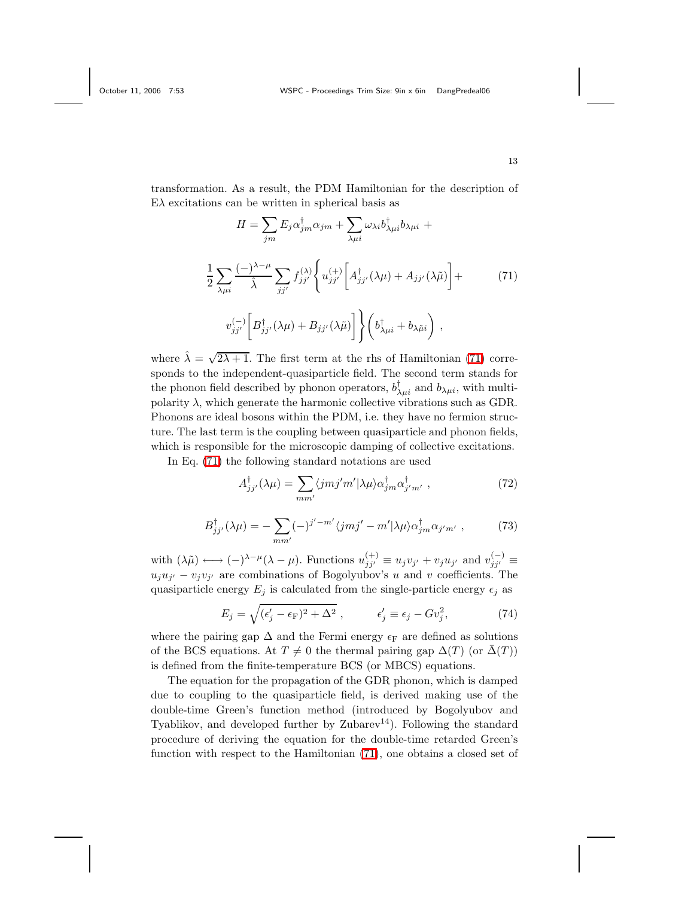transformation. As a result, the PDM Hamiltonian for the description of E$\lambda$ excitations can be written in spherical basis as

$$H = \sum_{jm} E_j \alpha^\dagger_{jm}\alpha_{jm} + \sum_{\lambda\mu i}\omega_{\lambda i} b^\dagger_{\lambda\mu i} b_{\lambda\mu i} +$$

$$\frac{1}{2}\sum_{\lambda\mu i}\frac{(-)^{\lambda-\mu}}{\hat{\lambda}}\sum_{jj'} f^{(\lambda)}_{jj'}\Bigg\{ u^{(+)}_{jj'}\Big[A^\dagger_{jj'}(\lambda\mu) + A_{jj'}(\lambda\tilde{\mu})\Big] + \tag{71}$$

$$v^{(-)}_{jj'}\Big[B^\dagger_{jj'}(\lambda\mu) + B_{jj'}(\lambda\tilde{\mu})\Big]\Bigg\}\Big(b^\dagger_{\lambda\mu i} + b_{\lambda\tilde{\mu} i}\Big) ,$$

where $\hat{\lambda} = \sqrt{2\lambda+1}$. The first term at the rhs of Hamiltonian (71) corresponds to the independent-quasiparticle field. The second term stands for the phonon field described by phonon operators, $b^\dagger_{\lambda\mu i}$ and $b_{\lambda\mu i}$, with multipolarity $\lambda$, which generate the harmonic collective vibrations such as GDR. Phonons are ideal bosons within the PDM, i.e. they have no fermion structure. The last term is the coupling between quasiparticle and phonon fields, which is responsible for the microscopic damping of collective excitations.

In Eq. (71) the following standard notations are used

$$A^\dagger_{jj'}(\lambda\mu) = \sum_{mm'}\langle jmj'm'|\lambda\mu\rangle \alpha^\dagger_{jm}\alpha^\dagger_{j'm'} , \tag{72}$$

$$B^\dagger_{jj'}(\lambda\mu) = -\sum_{mm'}(-)^{j'-m'}\langle jmj'-m'|\lambda\mu\rangle \alpha^\dagger_{jm}\alpha_{j'm'} , \tag{73}$$

with $(\lambda\tilde{\mu}) \longleftrightarrow (-)^{\lambda-\mu}(\lambda-\mu)$. Functions $u^{(+)}_{jj'} \equiv u_j v_{j'} + v_j u_{j'}$ and $v^{(-)}_{jj'} \equiv u_j u_{j'} - v_j v_{j'}$ are combinations of Bogolyubov's $u$ and $v$ coefficients. The quasiparticle energy $E_j$ is calculated from the single-particle energy $\epsilon_j$ as

$$E_j = \sqrt{(\epsilon'_j - \epsilon_{\rm F})^2 + \Delta^2} , \qquad \epsilon'_j \equiv \epsilon_j - G v_j^2, \tag{74}$$

where the pairing gap $\Delta$ and the Fermi energy $\epsilon_{\rm F}$ are defined as solutions of the BCS equations. At $T \neq 0$ the thermal pairing gap $\Delta(T)$ (or $\bar{\Delta}(T)$) is defined from the finite-temperature BCS (or MBCS) equations.

The equation for the propagation of the GDR phonon, which is damped due to coupling to the quasiparticle field, is derived making use of the double-time Green's function method (introduced by Bogolyubov and Tyablikov, and developed further by Zubarev[14]). Following the standard procedure of deriving the equation for the double-time retarded Green's function with respect to the Hamiltonian (71), one obtains a closed set of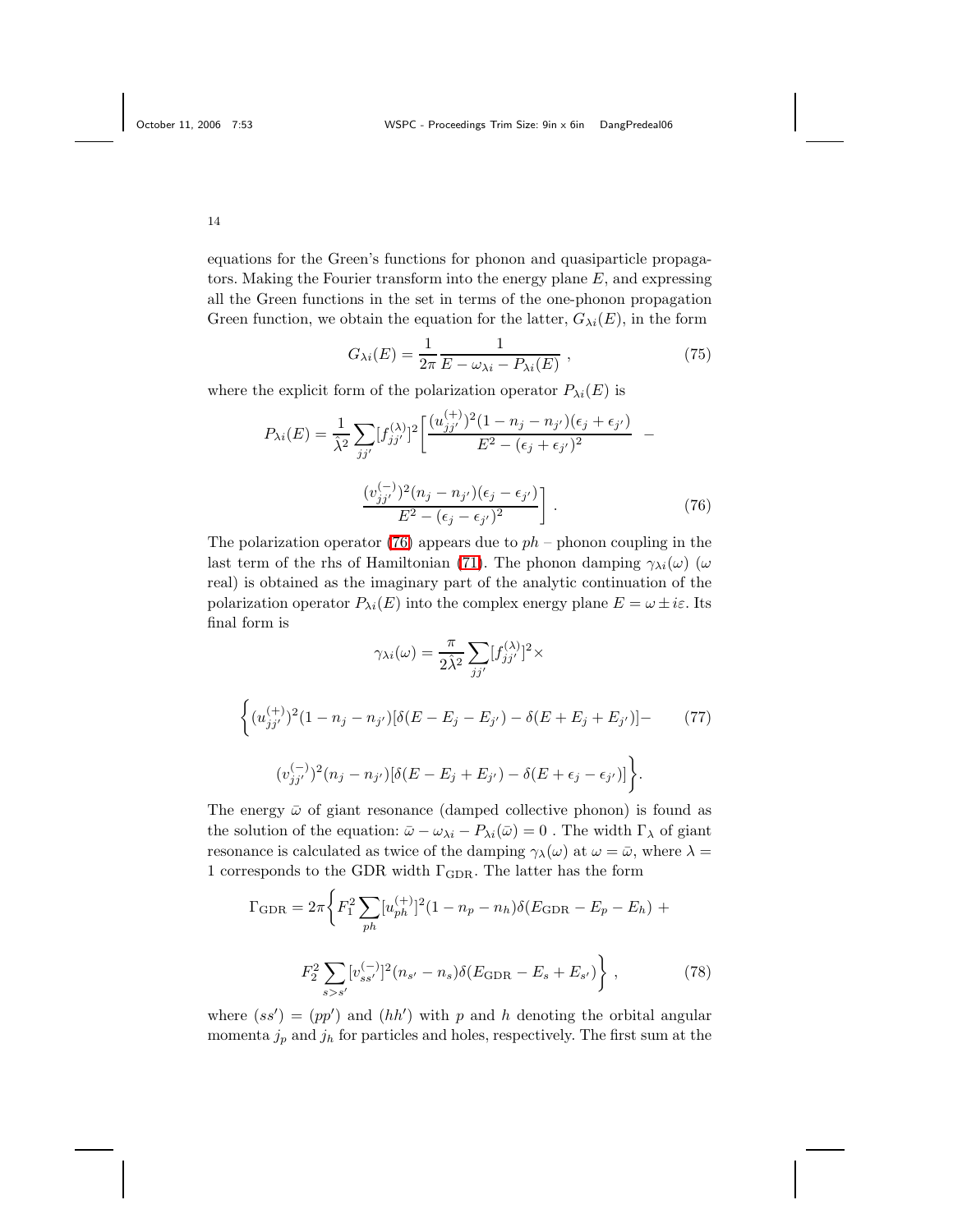equations for the Green's functions for phonon and quasiparticle propagators. Making the Fourier transform into the energy plane $E$, and expressing all the Green functions in the set in terms of the one-phonon propagation Green function, we obtain the equation for the latter, $G_{\lambda i}(E)$, in the form

$$G_{\lambda i}(E) = \frac{1}{2\pi} \frac{1}{E - \omega_{\lambda i} - P_{\lambda i}(E)} \ , \tag{75}$$

where the explicit form of the polarization operator $P_{\lambda i}(E)$ is

$$P_{\lambda i}(E) = \frac{1}{\hat{\lambda}^2} \sum_{jj'} [f_{jj'}^{(\lambda)}]^2 \bigg[ \frac{(u_{jj'}^{(+)})^2 (1 - n_j - n_{j'})(\epsilon_j + \epsilon_{j'})}{E^2 - (\epsilon_j + \epsilon_{j'})^2} \ - \\ \frac{(v_{jj'}^{(-)})^2 (n_j - n_{j'})(\epsilon_j - \epsilon_{j'})}{E^2 - (\epsilon_j - \epsilon_{j'})^2} \bigg] \ . \tag{76}$$

The polarization operator (76) appears due to $ph$ – phonon coupling in the last term of the rhs of Hamiltonian (71). The phonon damping $\gamma_{\lambda i}(\omega)$ ($\omega$ real) is obtained as the imaginary part of the analytic continuation of the polarization operator $P_{\lambda i}(E)$ into the complex energy plane $E = \omega \pm i\varepsilon$. Its final form is

$$\gamma_{\lambda i}(\omega) = \frac{\pi}{2\hat{\lambda}^2} \sum_{jj'} [f_{jj'}^{(\lambda)}]^2 \times \\ \bigg\{ (u_{jj'}^{(+)})^2 (1 - n_j - n_{j'}) [\delta(E - E_j - E_{j'}) - \delta(E + E_j + E_{j'})] - \\ (v_{jj'}^{(-)})^2 (n_j - n_{j'}) [\delta(E - E_j + E_{j'}) - \delta(E + \epsilon_j - \epsilon_{j'})] \bigg\}. \tag{77}$$

The energy $\bar{\omega}$ of giant resonance (damped collective phonon) is found as the solution of the equation: $\bar{\omega} - \omega_{\lambda i} - P_{\lambda i}(\bar{\omega}) = 0$ . The width $\Gamma_\lambda$ of giant resonance is calculated as twice of the damping $\gamma_\lambda(\omega)$ at $\omega = \bar{\omega}$, where $\lambda = 1$ corresponds to the GDR width $\Gamma_{\rm GDR}$. The latter has the form

$$\Gamma_{\rm GDR} = 2\pi \bigg\{ F_1^2 \sum_{ph} [u_{ph}^{(+)}]^2 (1 - n_p - n_h) \delta(E_{\rm GDR} - E_p - E_h) \ + \\ F_2^2 \sum_{s>s'} [v_{ss'}^{(-)}]^2 (n_{s'} - n_s) \delta(E_{\rm GDR} - E_s + E_{s'}) \bigg\} \ , \tag{78}$$

where $(ss') = (pp')$ and $(hh')$ with $p$ and $h$ denoting the orbital angular momenta $j_p$ and $j_h$ for particles and holes, respectively. The first sum at the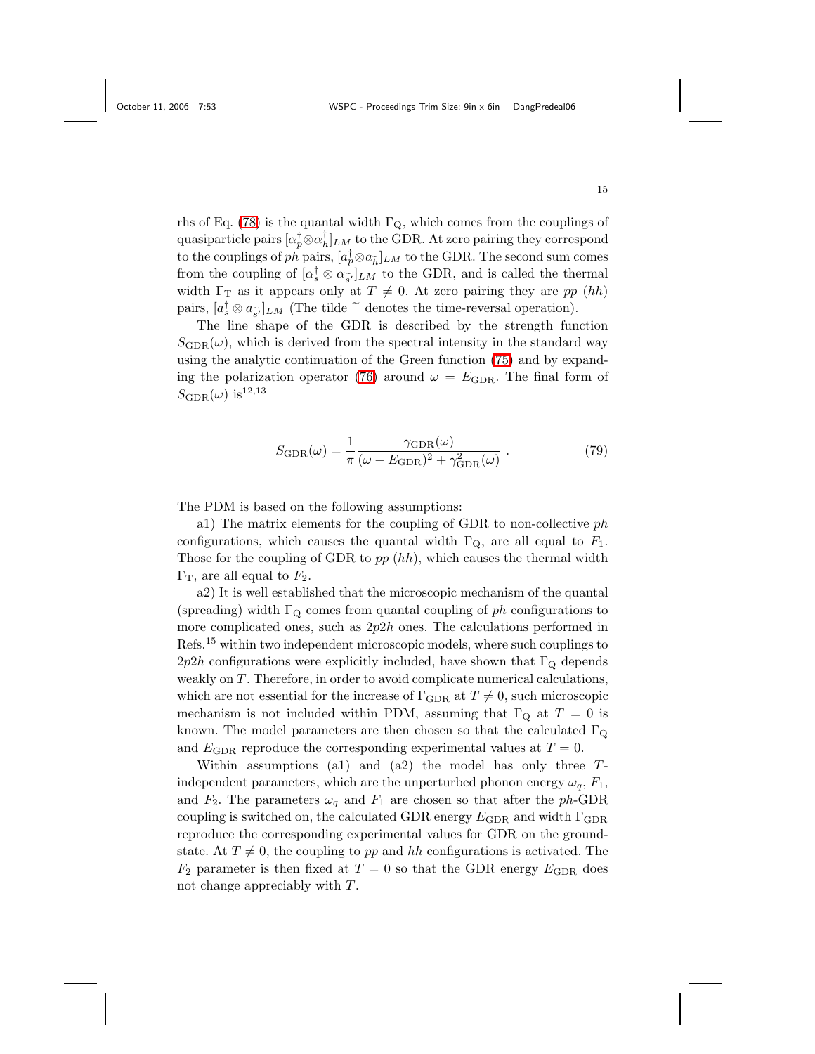rhs of Eq. (78) is the quantal width $\Gamma_{\rm Q}$, which comes from the couplings of quasiparticle pairs $[\alpha_p^\dagger\otimes\alpha_h^\dagger]_{LM}$ to the GDR. At zero pairing they correspond to the couplings of $ph$ pairs, $[a_p^\dagger\otimes a_{\tilde{h}}]_{LM}$ to the GDR. The second sum comes from the coupling of $[\alpha_s^\dagger\otimes\alpha_{\tilde{s}'}]_{LM}$ to the GDR, and is called the thermal width $\Gamma_{\rm T}$ as it appears only at $T\neq 0$. At zero pairing they are $pp$ ($hh$) pairs, $[a_s^\dagger\otimes a_{\tilde{s}'}]_{LM}$ (The tilde $\tilde{}$ denotes the time-reversal operation).

The line shape of the GDR is described by the strength function $S_{\rm GDR}(\omega)$, which is derived from the spectral intensity in the standard way using the analytic continuation of the Green function (75) and by expanding the polarization operator (76) around $\omega = E_{\rm GDR}$. The final form of $S_{\rm GDR}(\omega)$ is[12,13]

$$S_{\rm GDR}(\omega) = \frac{1}{\pi}\frac{\gamma_{\rm GDR}(\omega)}{(\omega - E_{\rm GDR})^2 + \gamma^2_{\rm GDR}(\omega)}~. \tag{79}$$

The PDM is based on the following assumptions:

a1) The matrix elements for the coupling of GDR to non-collective $ph$ configurations, which causes the quantal width $\Gamma_{\rm Q}$, are all equal to $F_1$. Those for the coupling of GDR to $pp$ ($hh$), which causes the thermal width $\Gamma_{\rm T}$, are all equal to $F_2$.

a2) It is well established that the microscopic mechanism of the quantal (spreading) width $\Gamma_{\rm Q}$ comes from quantal coupling of $ph$ configurations to more complicated ones, such as $2p2h$ ones. The calculations performed in Refs.[15] within two independent microscopic models, where such couplings to $2p2h$ configurations were explicitly included, have shown that $\Gamma_{\rm Q}$ depends weakly on $T$. Therefore, in order to avoid complicate numerical calculations, which are not essential for the increase of $\Gamma_{\rm GDR}$ at $T\neq 0$, such microscopic mechanism is not included within PDM, assuming that $\Gamma_{\rm Q}$ at $T=0$ is known. The model parameters are then chosen so that the calculated $\Gamma_{\rm Q}$ and $E_{\rm GDR}$ reproduce the corresponding experimental values at $T=0$.

Within assumptions (a1) and (a2) the model has only three $T$-independent parameters, which are the unperturbed phonon energy $\omega_q$, $F_1$, and $F_2$. The parameters $\omega_q$ and $F_1$ are chosen so that after the $ph$-GDR coupling is switched on, the calculated GDR energy $E_{\rm GDR}$ and width $\Gamma_{\rm GDR}$ reproduce the corresponding experimental values for GDR on the ground-state. At $T\neq 0$, the coupling to $pp$ and $hh$ configurations is activated. The $F_2$ parameter is then fixed at $T=0$ so that the GDR energy $E_{\rm GDR}$ does not change appreciably with $T$.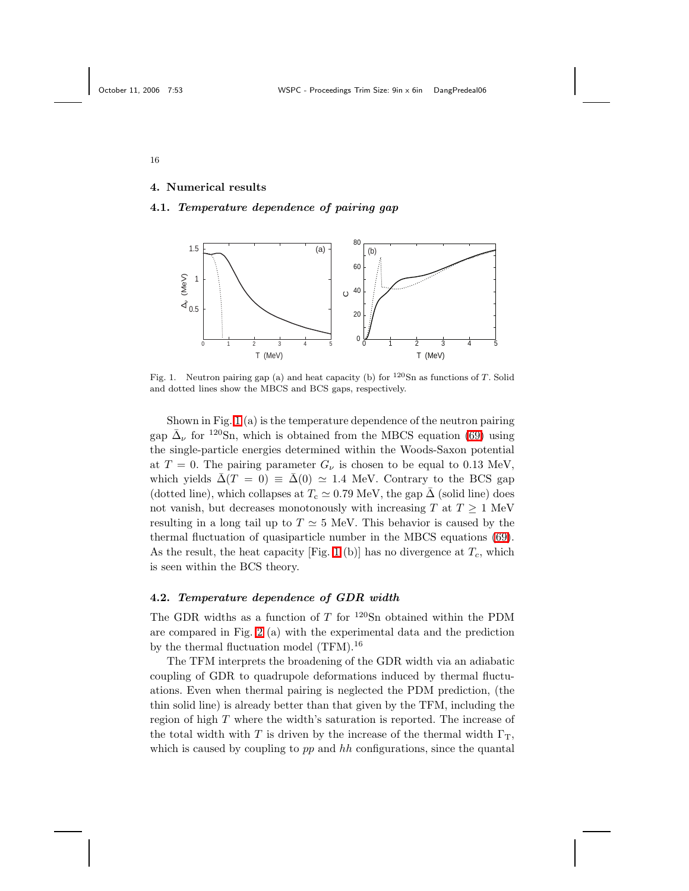## 4. Numerical results

### 4.1. *Temperature dependence of pairing gap*

Fig. 1. Neutron pairing gap (a) and heat capacity (b) for $^{120}$Sn as functions of $T$. Solid and dotted lines show the MBCS and BCS gaps, respectively.

Shown in Fig. 1 (a) is the temperature dependence of the neutron pairing gap $\bar{\Delta}_\nu$ for $^{120}$Sn, which is obtained from the MBCS equation (69) using the single-particle energies determined within the Woods-Saxon potential at $T = 0$. The pairing parameter $G_\nu$ is chosen to be equal to 0.13 MeV, which yields $\bar{\Delta}(T = 0) \equiv \bar{\Delta}(0) \simeq 1.4$ MeV. Contrary to the BCS gap (dotted line), which collapses at $T_c \simeq 0.79$ MeV, the gap $\bar{\Delta}$ (solid line) does not vanish, but decreases monotonously with increasing $T$ at $T \geq 1$ MeV resulting in a long tail up to $T \simeq 5$ MeV. This behavior is caused by the thermal fluctuation of quasiparticle number in the MBCS equations (69). As the result, the heat capacity [Fig. 1 (b)] has no divergence at $T_c$, which is seen within the BCS theory.

### 4.2. *Temperature dependence of GDR width*

The GDR widths as a function of $T$ for $^{120}$Sn obtained within the PDM are compared in Fig. 2 (a) with the experimental data and the prediction by the thermal fluctuation model (TFM).[16]

The TFM interprets the broadening of the GDR width via an adiabatic coupling of GDR to quadrupole deformations induced by thermal fluctuations. Even when thermal pairing is neglected the PDM prediction, (the thin solid line) is already better than that given by the TFM, including the region of high $T$ where the width's saturation is reported. The increase of the total width with $T$ is driven by the increase of the thermal width $\Gamma_{\rm T}$, which is caused by coupling to *pp* and *hh* configurations, since the quantal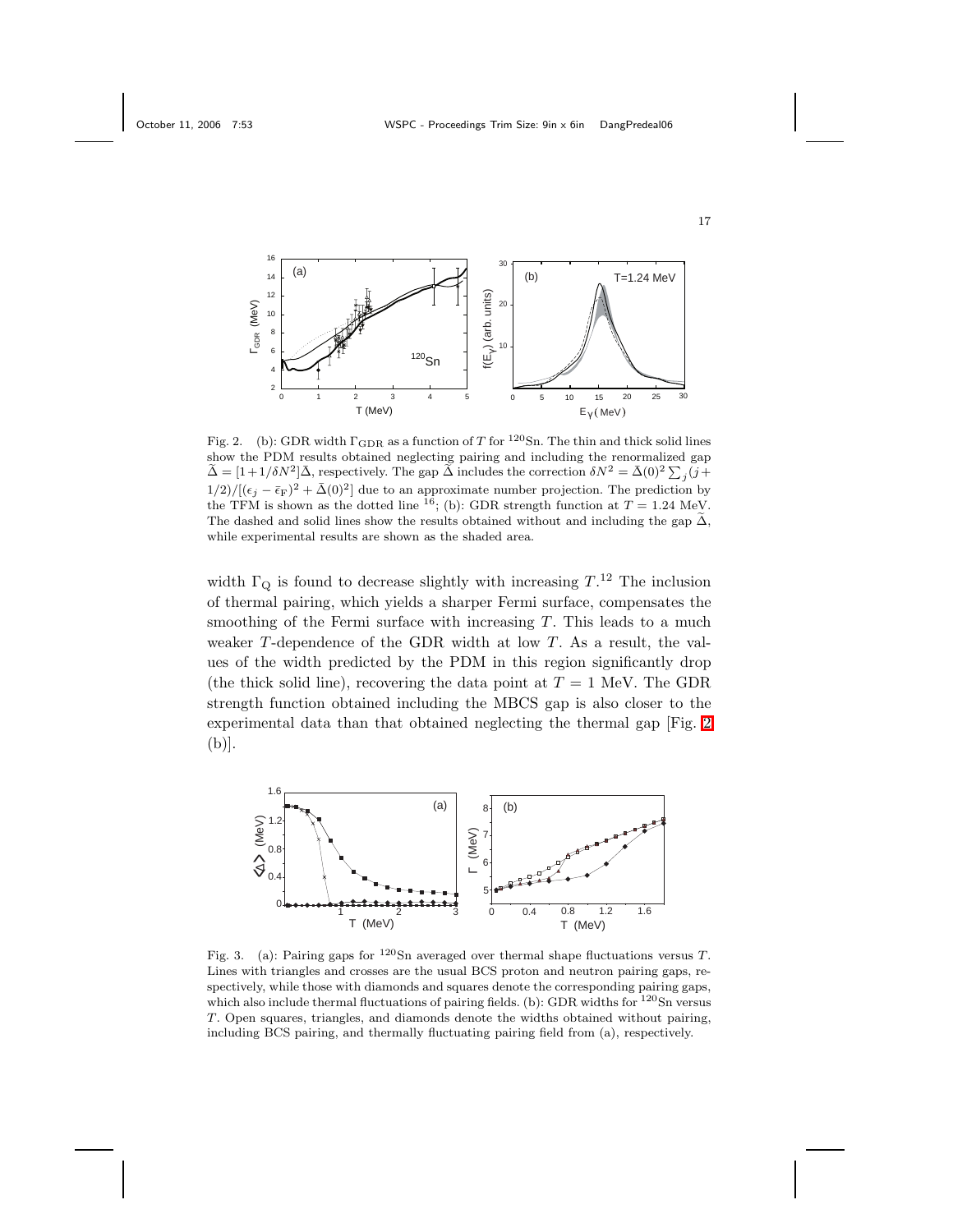Fig. 2. (b): GDR width $\Gamma_{\rm GDR}$ as a function of $T$ for $^{120}$Sn. The thin and thick solid lines show the PDM results obtained neglecting pairing and including the renormalized gap $\widetilde{\Delta} = [1+1/\delta N^2]\bar{\Delta}$, respectively. The gap $\widetilde{\Delta}$ includes the correction $\delta N^2 = \bar{\Delta}(0)^2 \sum_j (j+1/2)/[(\epsilon_j - \bar{\epsilon}_{\rm F})^2 + \bar{\Delta}(0)^2]$ due to an approximate number projection. The prediction by the TFM is shown as the dotted line [16]; (b): GDR strength function at $T = 1.24$ MeV. The dashed and solid lines show the results obtained without and including the gap $\widetilde{\Delta}$, while experimental results are shown as the shaded area.

width $\Gamma_{\rm Q}$ is found to decrease slightly with increasing $T$.[12] The inclusion of thermal pairing, which yields a sharper Fermi surface, compensates the smoothing of the Fermi surface with increasing $T$. This leads to a much weaker $T$-dependence of the GDR width at low $T$. As a result, the values of the width predicted by the PDM in this region significantly drop (the thick solid line), recovering the data point at $T = 1$ MeV. The GDR strength function obtained including the MBCS gap is also closer to the experimental data than that obtained neglecting the thermal gap [Fig. 2 (b)].

Fig. 3. (a): Pairing gaps for $^{120}$Sn averaged over thermal shape fluctuations versus $T$. Lines with triangles and crosses are the usual BCS proton and neutron pairing gaps, respectively, while those with diamonds and squares denote the corresponding pairing gaps, which also include thermal fluctuations of pairing fields. (b): GDR widths for $^{120}$Sn versus $T$. Open squares, triangles, and diamonds denote the widths obtained without pairing, including BCS pairing, and thermally fluctuating pairing field from (a), respectively.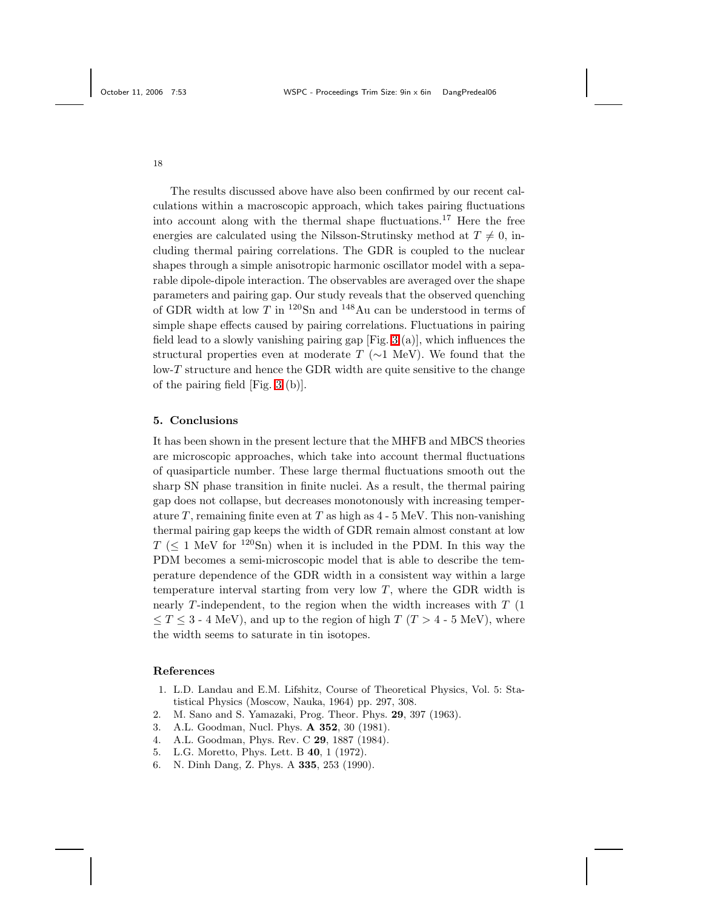The results discussed above have also been confirmed by our recent calculations within a macroscopic approach, which takes pairing fluctuations into account along with the thermal shape fluctuations.[17] Here the free energies are calculated using the Nilsson-Strutinsky method at $T \neq 0$, including thermal pairing correlations. The GDR is coupled to the nuclear shapes through a simple anisotropic harmonic oscillator model with a separable dipole-dipole interaction. The observables are averaged over the shape parameters and pairing gap. Our study reveals that the observed quenching of GDR width at low $T$ in $^{120}$Sn and $^{148}$Au can be understood in terms of simple shape effects caused by pairing correlations. Fluctuations in pairing field lead to a slowly vanishing pairing gap [Fig. 3 (a)], which influences the structural properties even at moderate $T$ ($\sim$1 MeV). We found that the low-$T$ structure and hence the GDR width are quite sensitive to the change of the pairing field [Fig. 3 (b)].

## 5. Conclusions

It has been shown in the present lecture that the MHFB and MBCS theories are microscopic approaches, which take into account thermal fluctuations of quasiparticle number. These large thermal fluctuations smooth out the sharp SN phase transition in finite nuclei. As a result, the thermal pairing gap does not collapse, but decreases monotonously with increasing temperature $T$, remaining finite even at $T$ as high as 4 - 5 MeV. This non-vanishing thermal pairing gap keeps the width of GDR remain almost constant at low $T$ ($\leq$ 1 MeV for $^{120}$Sn) when it is included in the PDM. In this way the PDM becomes a semi-microscopic model that is able to describe the temperature dependence of the GDR width in a consistent way within a large temperature interval starting from very low $T$, where the GDR width is nearly $T$-independent, to the region when the width increases with $T$ (1 $\leq T \leq$ 3 - 4 MeV), and up to the region of high $T$ ($T >$ 4 - 5 MeV), where the width seems to saturate in tin isotopes.

## References

1. L.D. Landau and E.M. Lifshitz, Course of Theoretical Physics, Vol. 5: Statistical Physics (Moscow, Nauka, 1964) pp. 297, 308.
2. M. Sano and S. Yamazaki, Prog. Theor. Phys. **29**, 397 (1963).
3. A.L. Goodman, Nucl. Phys. **A 352**, 30 (1981).
4. A.L. Goodman, Phys. Rev. C **29**, 1887 (1984).
5. L.G. Moretto, Phys. Lett. B **40**, 1 (1972).
6. N. Dinh Dang, Z. Phys. A **335**, 253 (1990).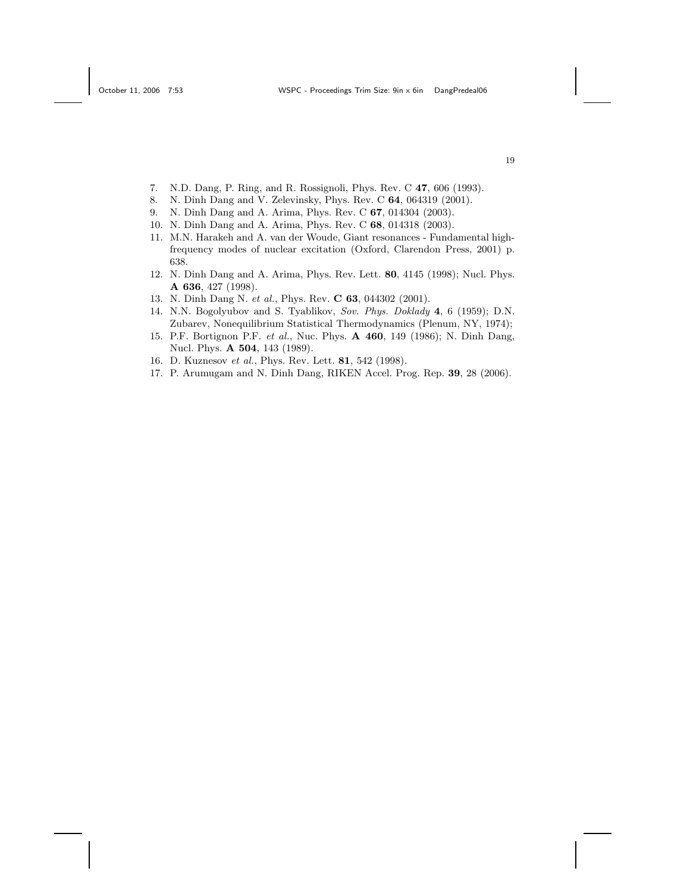7. N.D. Dang, P. Ring, and R. Rossignoli, Phys. Rev. C **47**, 606 (1993).
8. N. Dinh Dang and V. Zelevinsky, Phys. Rev. C **64**, 064319 (2001).
9. N. Dinh Dang and A. Arima, Phys. Rev. C **67**, 014304 (2003).
10. N. Dinh Dang and A. Arima, Phys. Rev. C **68**, 014318 (2003).
11. M.N. Harakeh and A. van der Woude, Giant resonances - Fundamental high-frequency modes of nuclear excitation (Oxford, Clarendon Press, 2001) p. 638.
12. N. Dinh Dang and A. Arima, Phys. Rev. Lett. **80**, 4145 (1998); Nucl. Phys. **A 636**, 427 (1998).
13. N. Dinh Dang N. *et al.*, Phys. Rev. **C 63**, 044302 (2001).
14. N.N. Bogolyubov and S. Tyablikov, *Sov. Phys. Doklady* **4**, 6 (1959); D.N. Zubarev, Nonequilibrium Statistical Thermodynamics (Plenum, NY, 1974);
15. P.F. Bortignon P.F. *et al.*, Nuc. Phys. **A 460**, 149 (1986); N. Dinh Dang, Nucl. Phys. **A 504**, 143 (1989).
16. D. Kuznesov *et al.*, Phys. Rev. Lett. **81**, 542 (1998).
17. P. Arumugam and N. Dinh Dang, RIKEN Accel. Prog. Rep. **39**, 28 (2006).